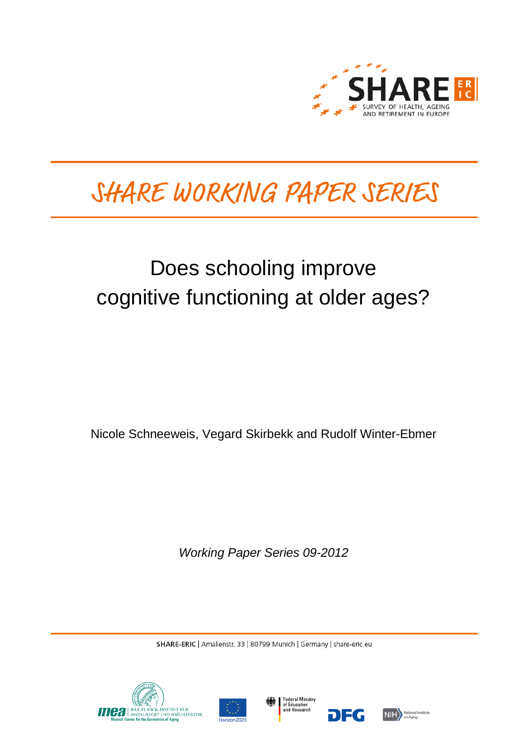SHARE SURVEY OF HEALTH, AGEING AND RETIREMENT IN EUROPE

# SHARE WORKING PAPER SERIES

## Does schooling improve cognitive functioning at older ages?

Nicole Schneeweis, Vegard Skirbekk and Rudolf Winter-Ebmer

*Working Paper Series 09-2012*

**SHARE-ERIC** | Amalienstr. 33 | 80799 Munich | Germany | share-eric.eu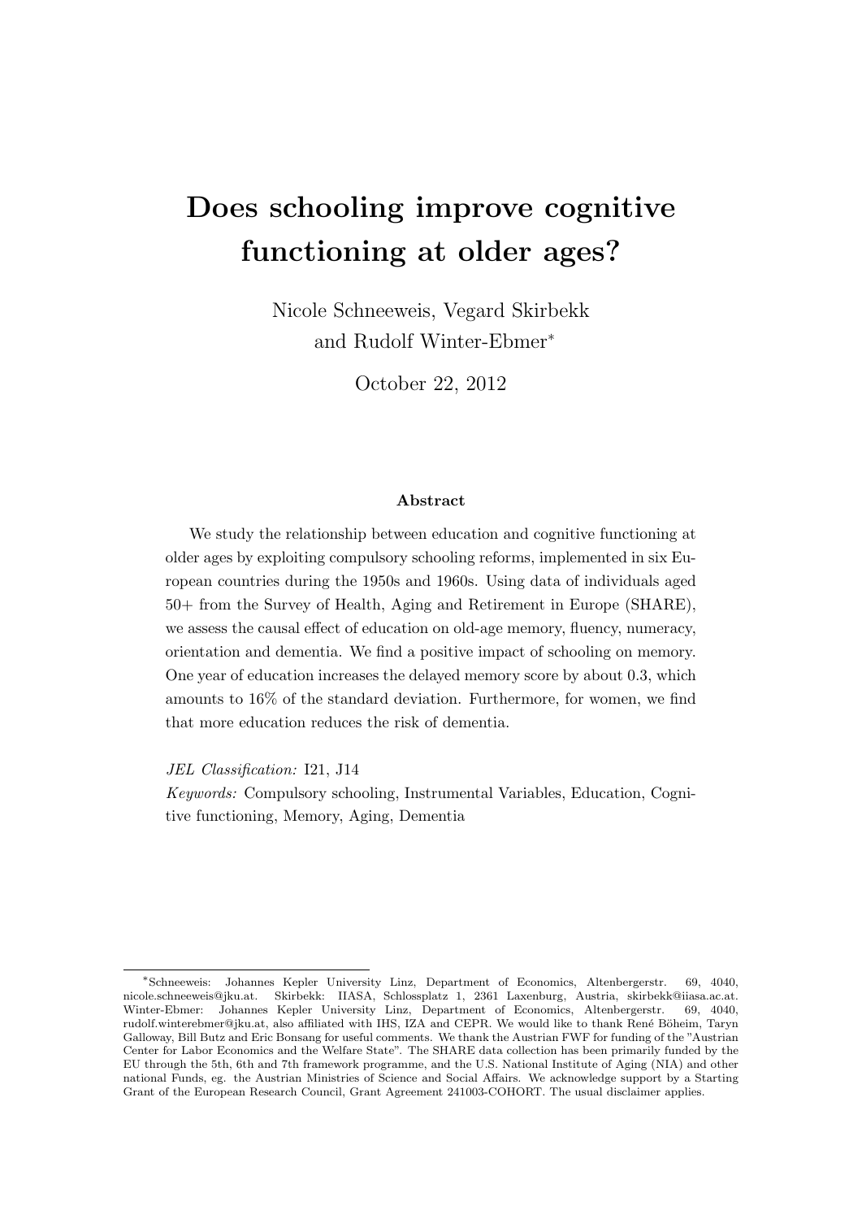# Does schooling improve cognitive functioning at older ages?

Nicole Schneeweis, Vegard Skirbekk and Rudolf Winter-Ebmer*

October 22, 2012

### Abstract

We study the relationship between education and cognitive functioning at older ages by exploiting compulsory schooling reforms, implemented in six European countries during the 1950s and 1960s. Using data of individuals aged 50+ from the Survey of Health, Aging and Retirement in Europe (SHARE), we assess the causal effect of education on old-age memory, fluency, numeracy, orientation and dementia. We find a positive impact of schooling on memory. One year of education increases the delayed memory score by about 0.3, which amounts to 16% of the standard deviation. Furthermore, for women, we find that more education reduces the risk of dementia.

*JEL Classification:* I21, J14

*Keywords:* Compulsory schooling, Instrumental Variables, Education, Cognitive functioning, Memory, Aging, Dementia

---

*Schneeweis: Johannes Kepler University Linz, Department of Economics, Altenbergerstr. 69, 4040, nicole.schneeweis@jku.at. Skirbekk: IIASA, Schlossplatz 1, 2361 Laxenburg, Austria, skirbekk@iiasa.ac.at. Winter-Ebmer: Johannes Kepler University Linz, Department of Economics, Altenbergerstr. 69, 4040, rudolf.winterebmer@jku.at, also affiliated with IHS, IZA and CEPR. We would like to thank René Böheim, Taryn Galloway, Bill Butz and Eric Bonsang for useful comments. We thank the Austrian FWF for funding of the "Austrian Center for Labor Economics and the Welfare State". The SHARE data collection has been primarily funded by the EU through the 5th, 6th and 7th framework programme, and the U.S. National Institute of Aging (NIA) and other national Funds, eg. the Austrian Ministries of Science and Social Affairs. We acknowledge support by a Starting Grant of the European Research Council, Grant Agreement 241003-COHORT. The usual disclaimer applies.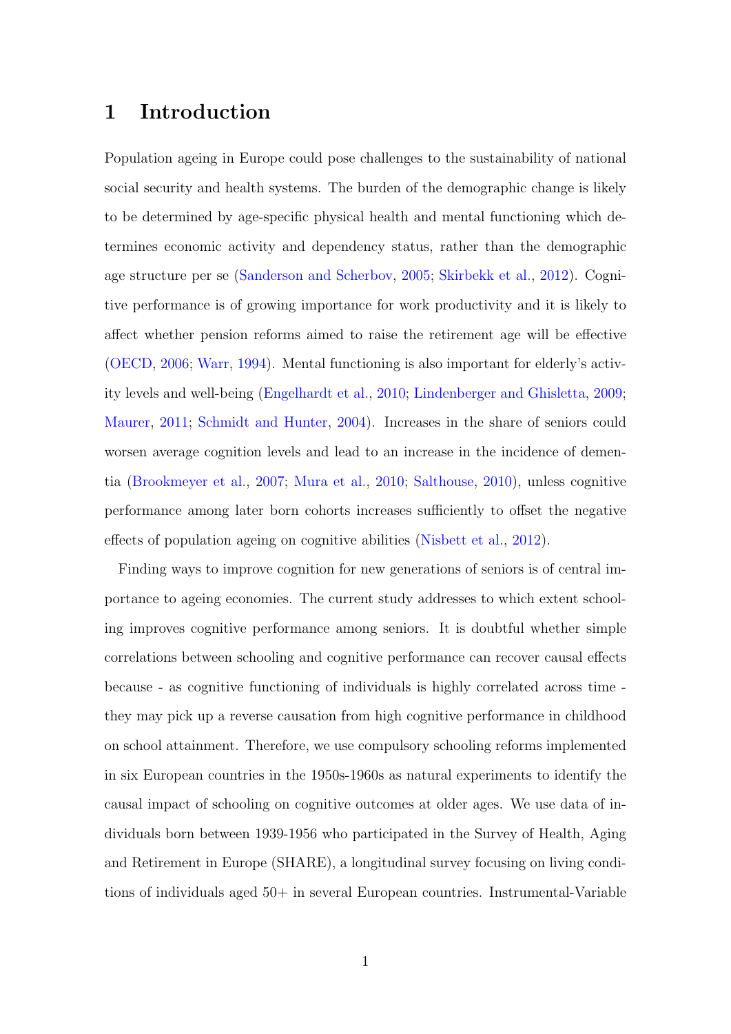# 1 Introduction

Population ageing in Europe could pose challenges to the sustainability of national social security and health systems. The burden of the demographic change is likely to be determined by age-specific physical health and mental functioning which determines economic activity and dependency status, rather than the demographic age structure per se (Sanderson and Scherbov, 2005; Skirbekk et al., 2012). Cognitive performance is of growing importance for work productivity and it is likely to affect whether pension reforms aimed to raise the retirement age will be effective (OECD, 2006; Warr, 1994). Mental functioning is also important for elderly's activity levels and well-being (Engelhardt et al., 2010; Lindenberger and Ghisletta, 2009; Maurer, 2011; Schmidt and Hunter, 2004). Increases in the share of seniors could worsen average cognition levels and lead to an increase in the incidence of dementia (Brookmeyer et al., 2007; Mura et al., 2010; Salthouse, 2010), unless cognitive performance among later born cohorts increases sufficiently to offset the negative effects of population ageing on cognitive abilities (Nisbett et al., 2012).

Finding ways to improve cognition for new generations of seniors is of central importance to ageing economies. The current study addresses to which extent schooling improves cognitive performance among seniors. It is doubtful whether simple correlations between schooling and cognitive performance can recover causal effects because - as cognitive functioning of individuals is highly correlated across time - they may pick up a reverse causation from high cognitive performance in childhood on school attainment. Therefore, we use compulsory schooling reforms implemented in six European countries in the 1950s-1960s as natural experiments to identify the causal impact of schooling on cognitive outcomes at older ages. We use data of individuals born between 1939-1956 who participated in the Survey of Health, Aging and Retirement in Europe (SHARE), a longitudinal survey focusing on living conditions of individuals aged 50+ in several European countries. Instrumental-Variable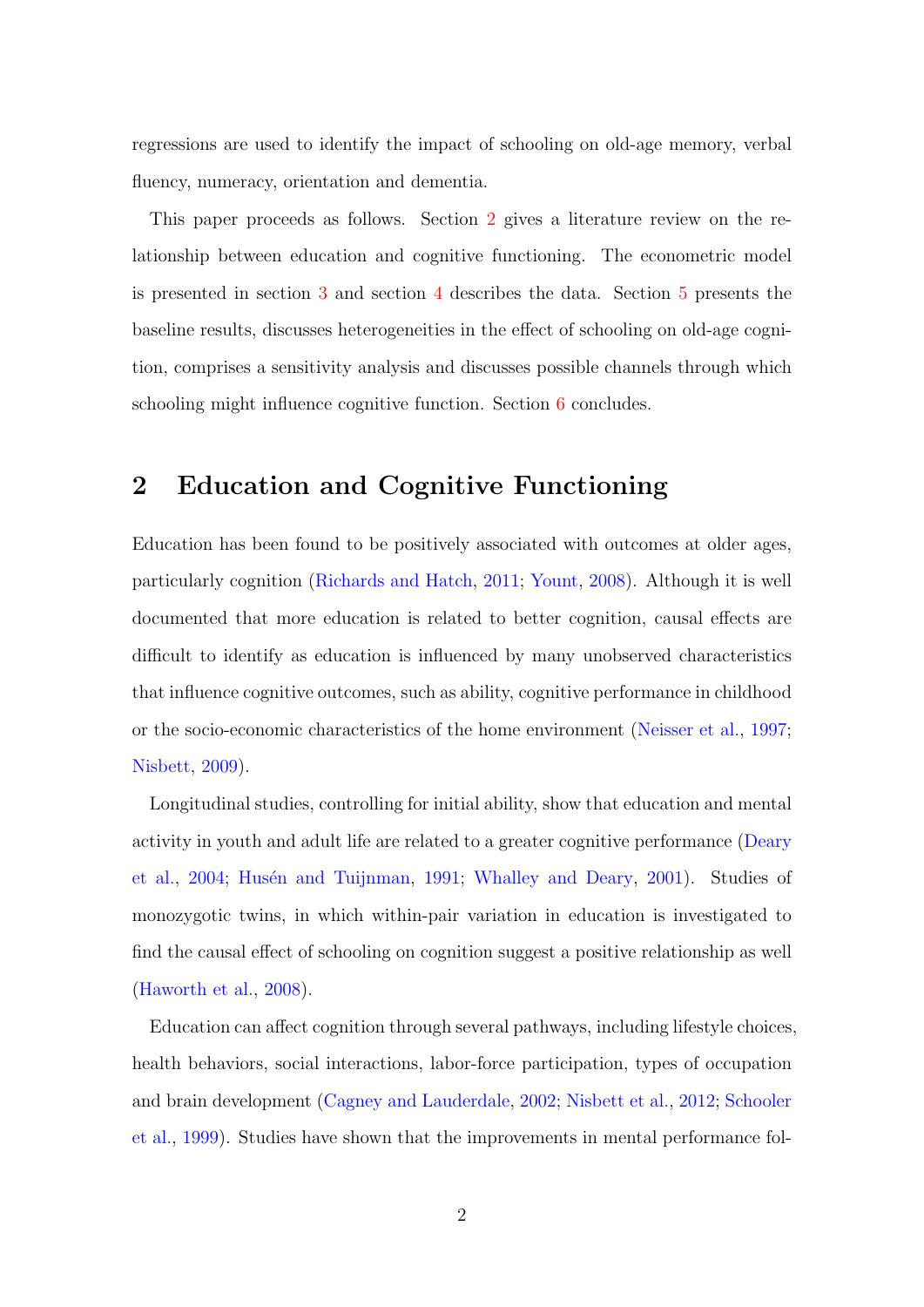regressions are used to identify the impact of schooling on old-age memory, verbal fluency, numeracy, orientation and dementia.

This paper proceeds as follows. Section 2 gives a literature review on the relationship between education and cognitive functioning. The econometric model is presented in section 3 and section 4 describes the data. Section 5 presents the baseline results, discusses heterogeneities in the effect of schooling on old-age cognition, comprises a sensitivity analysis and discusses possible channels through which schooling might influence cognitive function. Section 6 concludes.

## 2 Education and Cognitive Functioning

Education has been found to be positively associated with outcomes at older ages, particularly cognition (Richards and Hatch, 2011; Yount, 2008). Although it is well documented that more education is related to better cognition, causal effects are difficult to identify as education is influenced by many unobserved characteristics that influence cognitive outcomes, such as ability, cognitive performance in childhood or the socio-economic characteristics of the home environment (Neisser et al., 1997; Nisbett, 2009).

Longitudinal studies, controlling for initial ability, show that education and mental activity in youth and adult life are related to a greater cognitive performance (Deary et al., 2004; Husén and Tuijnman, 1991; Whalley and Deary, 2001). Studies of monozygotic twins, in which within-pair variation in education is investigated to find the causal effect of schooling on cognition suggest a positive relationship as well (Haworth et al., 2008).

Education can affect cognition through several pathways, including lifestyle choices, health behaviors, social interactions, labor-force participation, types of occupation and brain development (Cagney and Lauderdale, 2002; Nisbett et al., 2012; Schooler et al., 1999). Studies have shown that the improvements in mental performance fol-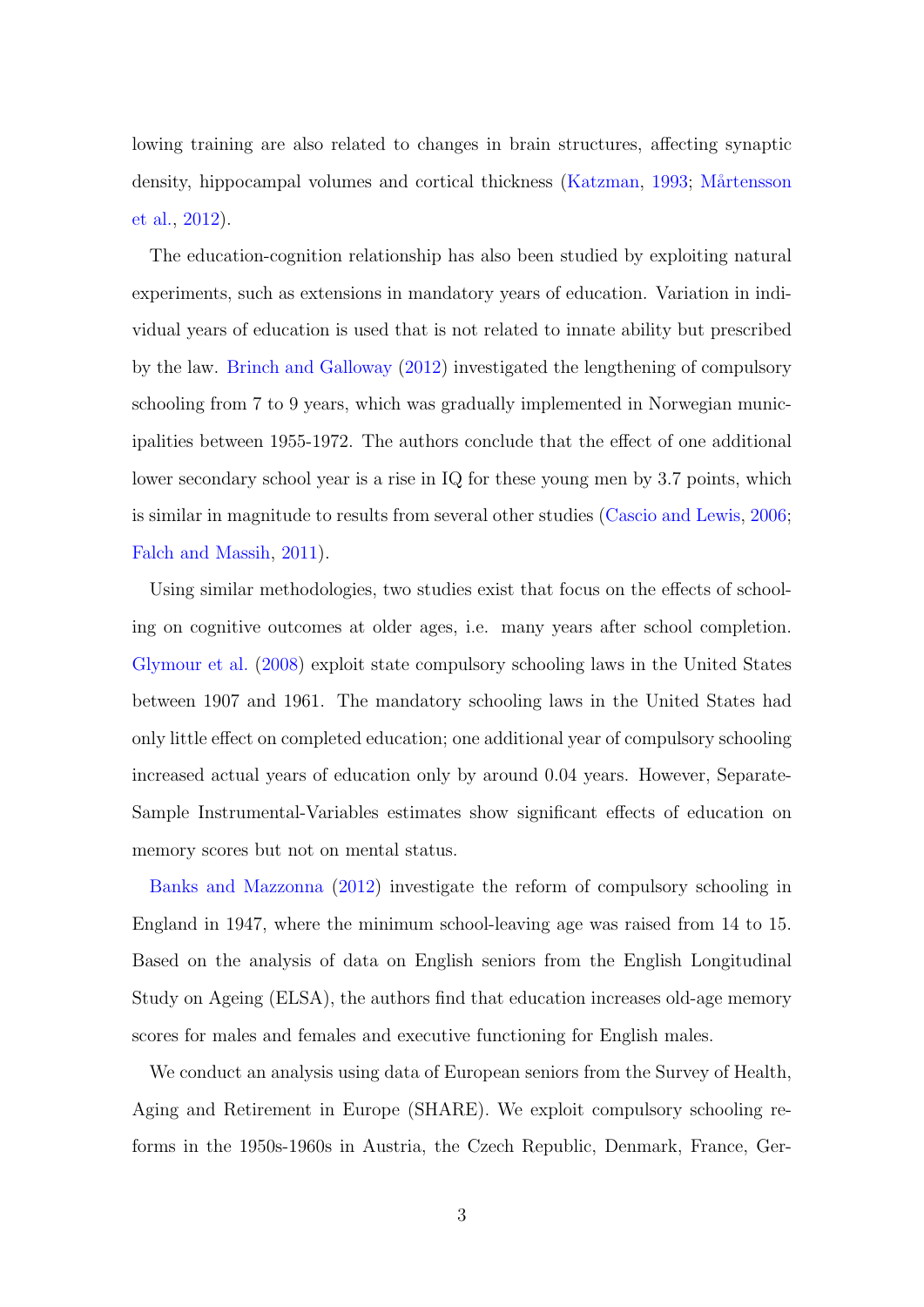lowing training are also related to changes in brain structures, affecting synaptic density, hippocampal volumes and cortical thickness (Katzman, 1993; Mårtensson et al., 2012).

The education-cognition relationship has also been studied by exploiting natural experiments, such as extensions in mandatory years of education. Variation in individual years of education is used that is not related to innate ability but prescribed by the law. Brinch and Galloway (2012) investigated the lengthening of compulsory schooling from 7 to 9 years, which was gradually implemented in Norwegian municipalities between 1955-1972. The authors conclude that the effect of one additional lower secondary school year is a rise in IQ for these young men by 3.7 points, which is similar in magnitude to results from several other studies (Cascio and Lewis, 2006; Falch and Massih, 2011).

Using similar methodologies, two studies exist that focus on the effects of schooling on cognitive outcomes at older ages, i.e. many years after school completion. Glymour et al. (2008) exploit state compulsory schooling laws in the United States between 1907 and 1961. The mandatory schooling laws in the United States had only little effect on completed education; one additional year of compulsory schooling increased actual years of education only by around 0.04 years. However, Separate-Sample Instrumental-Variables estimates show significant effects of education on memory scores but not on mental status.

Banks and Mazzonna (2012) investigate the reform of compulsory schooling in England in 1947, where the minimum school-leaving age was raised from 14 to 15. Based on the analysis of data on English seniors from the English Longitudinal Study on Ageing (ELSA), the authors find that education increases old-age memory scores for males and females and executive functioning for English males.

We conduct an analysis using data of European seniors from the Survey of Health, Aging and Retirement in Europe (SHARE). We exploit compulsory schooling reforms in the 1950s-1960s in Austria, the Czech Republic, Denmark, France, Ger-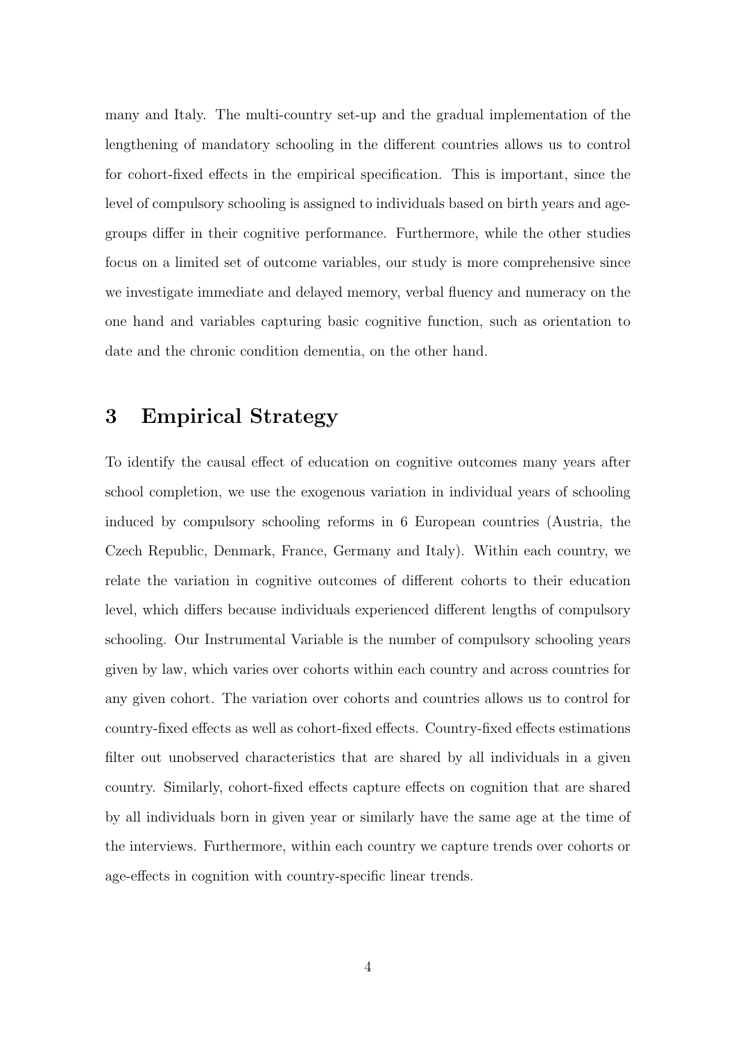many and Italy. The multi-country set-up and the gradual implementation of the lengthening of mandatory schooling in the different countries allows us to control for cohort-fixed effects in the empirical specification. This is important, since the level of compulsory schooling is assigned to individuals based on birth years and age-groups differ in their cognitive performance. Furthermore, while the other studies focus on a limited set of outcome variables, our study is more comprehensive since we investigate immediate and delayed memory, verbal fluency and numeracy on the one hand and variables capturing basic cognitive function, such as orientation to date and the chronic condition dementia, on the other hand.

## 3 Empirical Strategy

To identify the causal effect of education on cognitive outcomes many years after school completion, we use the exogenous variation in individual years of schooling induced by compulsory schooling reforms in 6 European countries (Austria, the Czech Republic, Denmark, France, Germany and Italy). Within each country, we relate the variation in cognitive outcomes of different cohorts to their education level, which differs because individuals experienced different lengths of compulsory schooling. Our Instrumental Variable is the number of compulsory schooling years given by law, which varies over cohorts within each country and across countries for any given cohort. The variation over cohorts and countries allows us to control for country-fixed effects as well as cohort-fixed effects. Country-fixed effects estimations filter out unobserved characteristics that are shared by all individuals in a given country. Similarly, cohort-fixed effects capture effects on cognition that are shared by all individuals born in given year or similarly have the same age at the time of the interviews. Furthermore, within each country we capture trends over cohorts or age-effects in cognition with country-specific linear trends.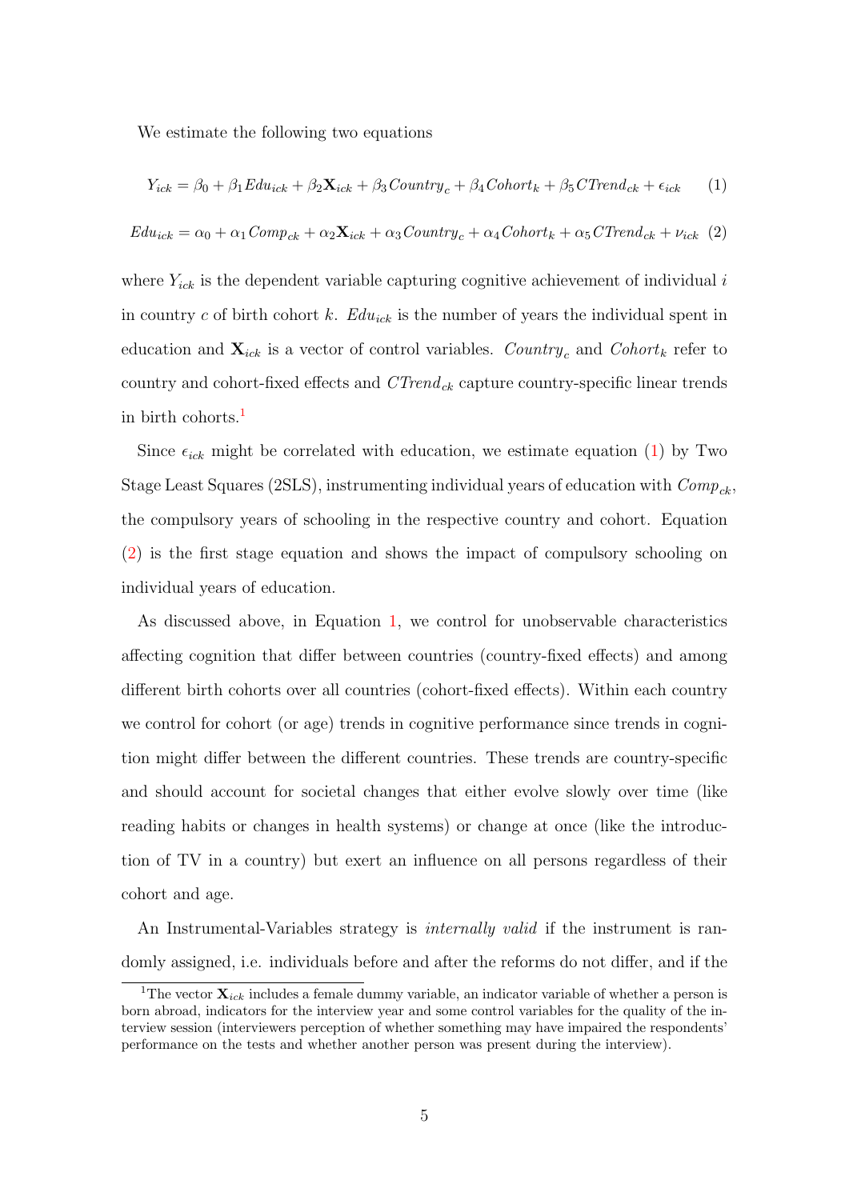We estimate the following two equations

$$Y_{ick} = \beta_0 + \beta_1 Edu_{ick} + \beta_2 \mathbf{X}_{ick} + \beta_3 Country_c + \beta_4 Cohort_k + \beta_5 CTrend_{ck} + \epsilon_{ick} \qquad (1)$$

$$Edu_{ick} = \alpha_0 + \alpha_1 Comp_{ck} + \alpha_2 \mathbf{X}_{ick} + \alpha_3 Country_c + \alpha_4 Cohort_k + \alpha_5 CTrend_{ck} + \nu_{ick} \qquad (2)$$

where $Y_{ick}$ is the dependent variable capturing cognitive achievement of individual $i$ in country $c$ of birth cohort $k$. $Edu_{ick}$ is the number of years the individual spent in education and $\mathbf{X}_{ick}$ is a vector of control variables. $Country_c$ and $Cohort_k$ refer to country and cohort-fixed effects and $CTrend_{ck}$ capture country-specific linear trends in birth cohorts.[1]

Since $\epsilon_{ick}$ might be correlated with education, we estimate equation (1) by Two Stage Least Squares (2SLS), instrumenting individual years of education with $Comp_{ck}$, the compulsory years of schooling in the respective country and cohort. Equation (2) is the first stage equation and shows the impact of compulsory schooling on individual years of education.

As discussed above, in Equation 1, we control for unobservable characteristics affecting cognition that differ between countries (country-fixed effects) and among different birth cohorts over all countries (cohort-fixed effects). Within each country we control for cohort (or age) trends in cognitive performance since trends in cognition might differ between the different countries. These trends are country-specific and should account for societal changes that either evolve slowly over time (like reading habits or changes in health systems) or change at once (like the introduction of TV in a country) but exert an influence on all persons regardless of their cohort and age.

An Instrumental-Variables strategy is *internally valid* if the instrument is randomly assigned, i.e. individuals before and after the reforms do not differ, and if the

[1] The vector $\mathbf{X}_{ick}$ includes a female dummy variable, an indicator variable of whether a person is born abroad, indicators for the interview year and some control variables for the quality of the interview session (interviewers perception of whether something may have impaired the respondents' performance on the tests and whether another person was present during the interview).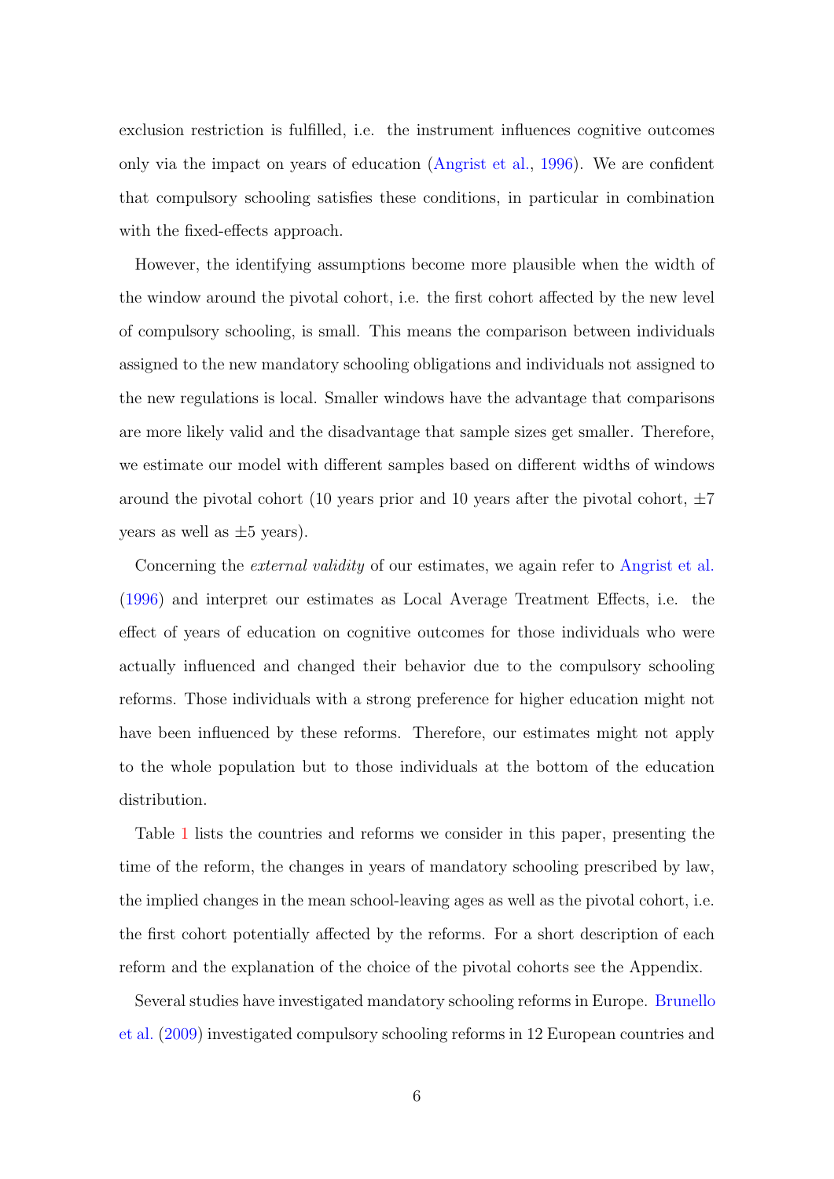exclusion restriction is fulfilled, i.e. the instrument influences cognitive outcomes only via the impact on years of education (Angrist et al., 1996). We are confident that compulsory schooling satisfies these conditions, in particular in combination with the fixed-effects approach.

However, the identifying assumptions become more plausible when the width of the window around the pivotal cohort, i.e. the first cohort affected by the new level of compulsory schooling, is small. This means the comparison between individuals assigned to the new mandatory schooling obligations and individuals not assigned to the new regulations is local. Smaller windows have the advantage that comparisons are more likely valid and the disadvantage that sample sizes get smaller. Therefore, we estimate our model with different samples based on different widths of windows around the pivotal cohort (10 years prior and 10 years after the pivotal cohort, $\pm 7$ years as well as $\pm 5$ years).

Concerning the *external validity* of our estimates, we again refer to Angrist et al. (1996) and interpret our estimates as Local Average Treatment Effects, i.e. the effect of years of education on cognitive outcomes for those individuals who were actually influenced and changed their behavior due to the compulsory schooling reforms. Those individuals with a strong preference for higher education might not have been influenced by these reforms. Therefore, our estimates might not apply to the whole population but to those individuals at the bottom of the education distribution.

Table 1 lists the countries and reforms we consider in this paper, presenting the time of the reform, the changes in years of mandatory schooling prescribed by law, the implied changes in the mean school-leaving ages as well as the pivotal cohort, i.e. the first cohort potentially affected by the reforms. For a short description of each reform and the explanation of the choice of the pivotal cohorts see the Appendix.

Several studies have investigated mandatory schooling reforms in Europe. Brunello et al. (2009) investigated compulsory schooling reforms in 12 European countries and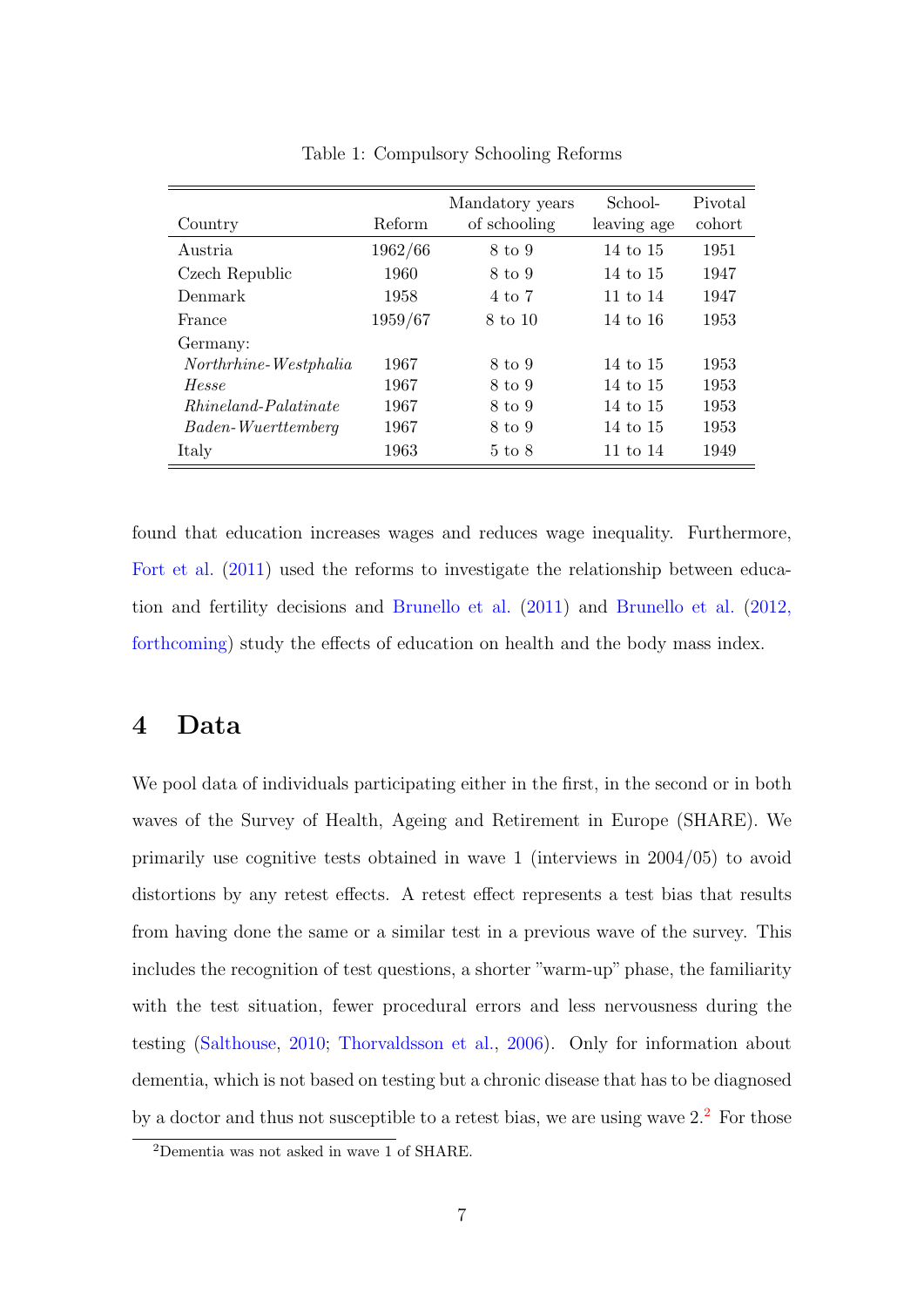Table 1: Compulsory Schooling Reforms

| Country | Reform | Mandatory years of schooling | School-leaving age | Pivotal cohort |
|---|---|---|---|---|
| Austria | 1962/66 | 8 to 9 | 14 to 15 | 1951 |
| Czech Republic | 1960 | 8 to 9 | 14 to 15 | 1947 |
| Denmark | 1958 | 4 to 7 | 11 to 14 | 1947 |
| France | 1959/67 | 8 to 10 | 14 to 16 | 1953 |
| Germany: | | | | |
| *Northrhine-Westphalia* | 1967 | 8 to 9 | 14 to 15 | 1953 |
| *Hesse* | 1967 | 8 to 9 | 14 to 15 | 1953 |
| *Rhineland-Palatinate* | 1967 | 8 to 9 | 14 to 15 | 1953 |
| *Baden-Wuerttemberg* | 1967 | 8 to 9 | 14 to 15 | 1953 |
| Italy | 1963 | 5 to 8 | 11 to 14 | 1949 |

found that education increases wages and reduces wage inequality. Furthermore, Fort et al. (2011) used the reforms to investigate the relationship between education and fertility decisions and Brunello et al. (2011) and Brunello et al. (2012, forthcoming) study the effects of education on health and the body mass index.

# 4 Data

We pool data of individuals participating either in the first, in the second or in both waves of the Survey of Health, Ageing and Retirement in Europe (SHARE). We primarily use cognitive tests obtained in wave 1 (interviews in 2004/05) to avoid distortions by any retest effects. A retest effect represents a test bias that results from having done the same or a similar test in a previous wave of the survey. This includes the recognition of test questions, a shorter "warm-up" phase, the familiarity with the test situation, fewer procedural errors and less nervousness during the testing (Salthouse, 2010; Thorvaldsson et al., 2006). Only for information about dementia, which is not based on testing but a chronic disease that has to be diagnosed by a doctor and thus not susceptible to a retest bias, we are using wave 2.[2] For those

[2] Dementia was not asked in wave 1 of SHARE.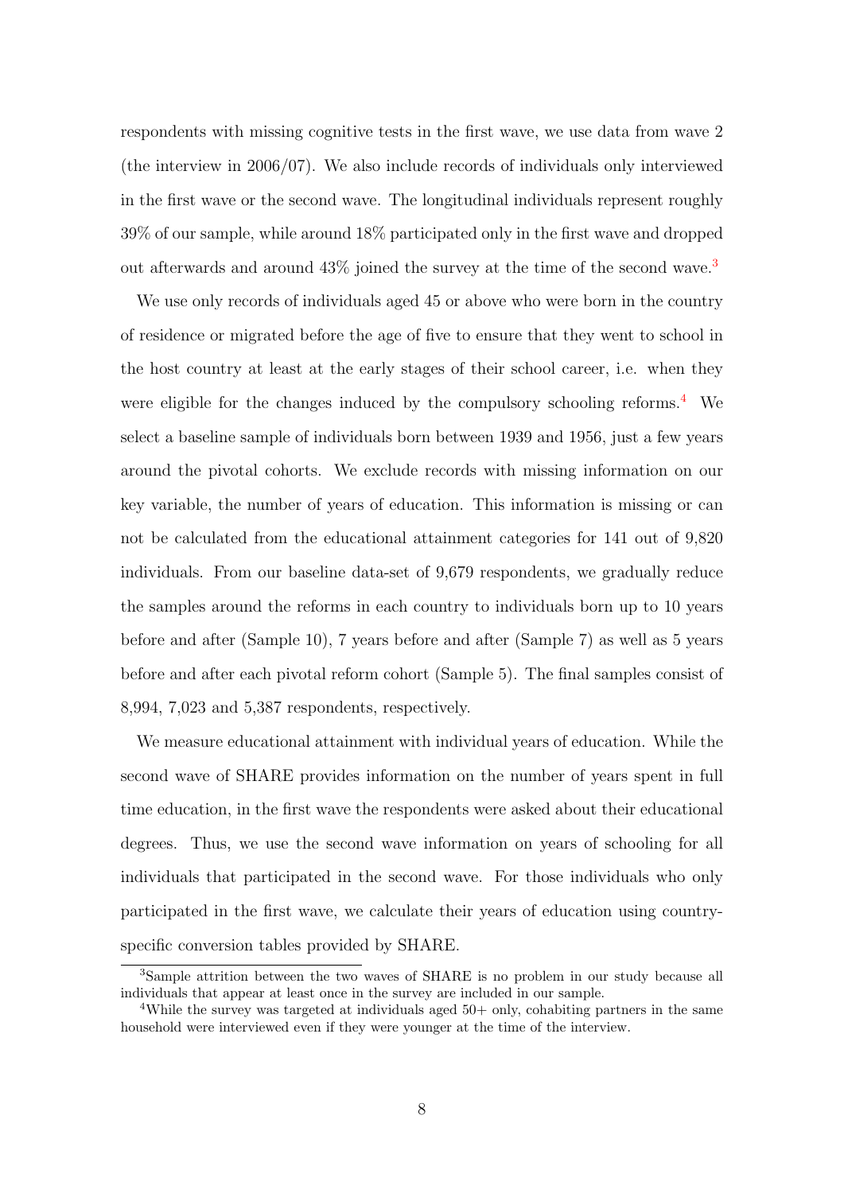respondents with missing cognitive tests in the first wave, we use data from wave 2 (the interview in 2006/07). We also include records of individuals only interviewed in the first wave or the second wave. The longitudinal individuals represent roughly 39% of our sample, while around 18% participated only in the first wave and dropped out afterwards and around 43% joined the survey at the time of the second wave.[3]

We use only records of individuals aged 45 or above who were born in the country of residence or migrated before the age of five to ensure that they went to school in the host country at least at the early stages of their school career, i.e. when they were eligible for the changes induced by the compulsory schooling reforms.[4] We select a baseline sample of individuals born between 1939 and 1956, just a few years around the pivotal cohorts. We exclude records with missing information on our key variable, the number of years of education. This information is missing or can not be calculated from the educational attainment categories for 141 out of 9,820 individuals. From our baseline data-set of 9,679 respondents, we gradually reduce the samples around the reforms in each country to individuals born up to 10 years before and after (Sample 10), 7 years before and after (Sample 7) as well as 5 years before and after each pivotal reform cohort (Sample 5). The final samples consist of 8,994, 7,023 and 5,387 respondents, respectively.

We measure educational attainment with individual years of education. While the second wave of SHARE provides information on the number of years spent in full time education, in the first wave the respondents were asked about their educational degrees. Thus, we use the second wave information on years of schooling for all individuals that participated in the second wave. For those individuals who only participated in the first wave, we calculate their years of education using country-specific conversion tables provided by SHARE.

[3] Sample attrition between the two waves of SHARE is no problem in our study because all individuals that appear at least once in the survey are included in our sample.

[4] While the survey was targeted at individuals aged 50+ only, cohabiting partners in the same household were interviewed even if they were younger at the time of the interview.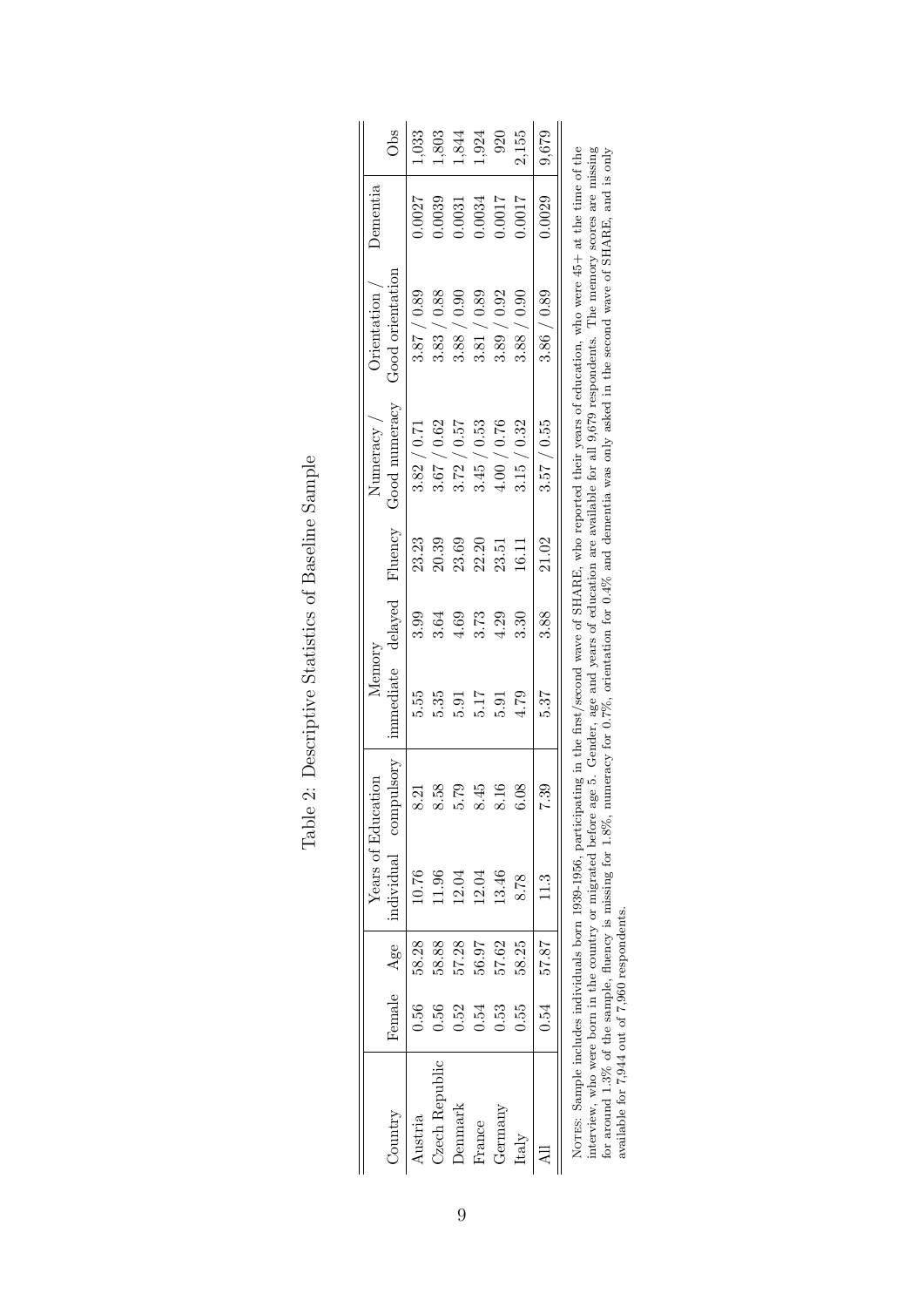Table 2: Descriptive Statistics of Baseline Sample

| Country | Female | Age | Years of Education | | Memory | | Fluency | Numeracy / | Orientation / | Dementia | Obs |
|---|---|---|---|---|---|---|---|---|---|---|---|
| | | | individual | compulsory | immediate | delayed | | Good numeracy | Good orientation | | |
| Austria | 0.56 | 58.28 | 10.76 | 8.21 | 5.55 | 3.99 | 23.23 | 3.82 / 0.71 | 3.87 / 0.89 | 0.0027 | 1,033 |
| Czech Republic | 0.56 | 58.88 | 11.96 | 8.58 | 5.35 | 3.64 | 20.39 | 3.67 / 0.62 | 3.83 / 0.88 | 0.0039 | 1,803 |
| Denmark | 0.52 | 57.28 | 12.04 | 5.79 | 5.91 | 4.69 | 23.69 | 3.72 / 0.57 | 3.88 / 0.90 | 0.0031 | 1,844 |
| France | 0.54 | 56.97 | 12.04 | 8.45 | 5.17 | 3.73 | 22.20 | 3.45 / 0.53 | 3.81 / 0.89 | 0.0034 | 1,924 |
| Germany | 0.53 | 57.62 | 13.46 | 8.16 | 5.91 | 4.29 | 23.51 | 4.00 / 0.76 | 3.89 / 0.92 | 0.0017 | 920 |
| Italy | 0.55 | 58.25 | 8.78 | 6.08 | 4.79 | 3.30 | 16.11 | 3.15 / 0.32 | 3.88 / 0.90 | 0.0017 | 2,155 |
| All | 0.54 | 57.87 | 11.3 | 7.39 | 5.37 | 3.88 | 21.02 | 3.57 / 0.55 | 3.86 / 0.89 | 0.0029 | 9,679 |

NOTES: Sample includes individuals born 1939-1956, participating in the first/second wave of SHARE, who reported their years of education, who were 45+ at the time of the interview, who were born in the country or migrated before age 5. Gender, age and years of education are available for all 9,679 respondents. The memory scores are missing for around 1.3% of the sample, fluency is missing for 1.8%, numeracy for 0.7%, orientation for 0.4% and dementia was only asked in the second wave of SHARE, and is only available for 7,944 out of 7,960 respondents.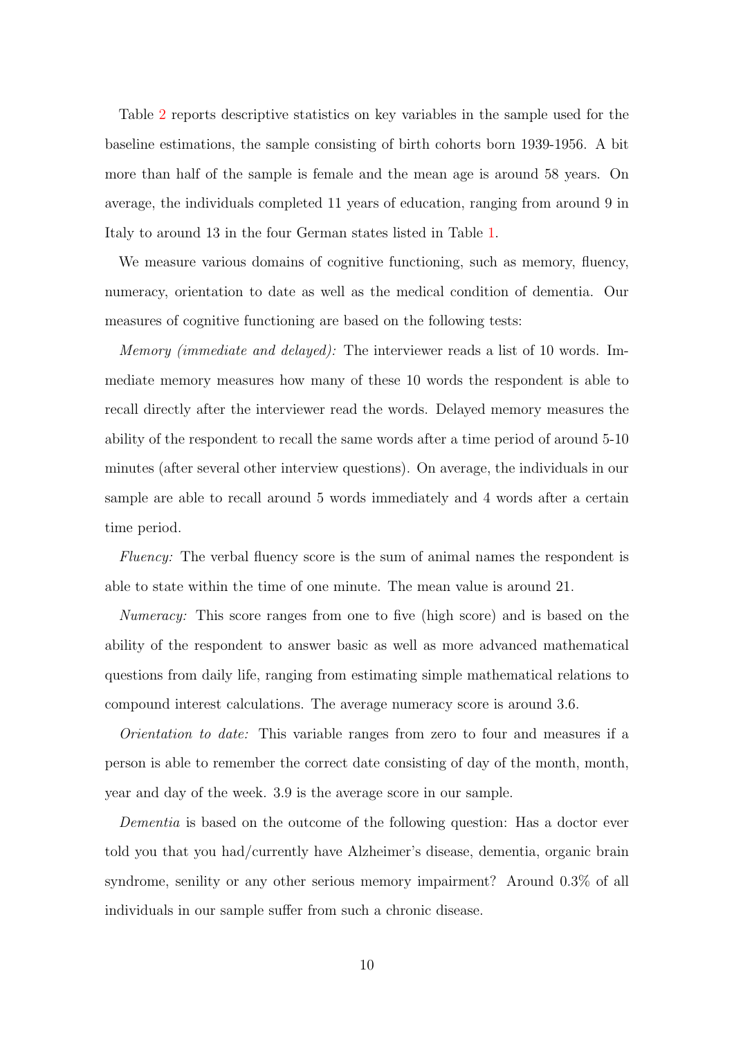Table 2 reports descriptive statistics on key variables in the sample used for the baseline estimations, the sample consisting of birth cohorts born 1939-1956. A bit more than half of the sample is female and the mean age is around 58 years. On average, the individuals completed 11 years of education, ranging from around 9 in Italy to around 13 in the four German states listed in Table 1.

We measure various domains of cognitive functioning, such as memory, fluency, numeracy, orientation to date as well as the medical condition of dementia. Our measures of cognitive functioning are based on the following tests:

*Memory (immediate and delayed):* The interviewer reads a list of 10 words. Immediate memory measures how many of these 10 words the respondent is able to recall directly after the interviewer read the words. Delayed memory measures the ability of the respondent to recall the same words after a time period of around 5-10 minutes (after several other interview questions). On average, the individuals in our sample are able to recall around 5 words immediately and 4 words after a certain time period.

*Fluency:* The verbal fluency score is the sum of animal names the respondent is able to state within the time of one minute. The mean value is around 21.

*Numeracy:* This score ranges from one to five (high score) and is based on the ability of the respondent to answer basic as well as more advanced mathematical questions from daily life, ranging from estimating simple mathematical relations to compound interest calculations. The average numeracy score is around 3.6.

*Orientation to date:* This variable ranges from zero to four and measures if a person is able to remember the correct date consisting of day of the month, month, year and day of the week. 3.9 is the average score in our sample.

*Dementia* is based on the outcome of the following question: Has a doctor ever told you that you had/currently have Alzheimer's disease, dementia, organic brain syndrome, senility or any other serious memory impairment? Around 0.3% of all individuals in our sample suffer from such a chronic disease.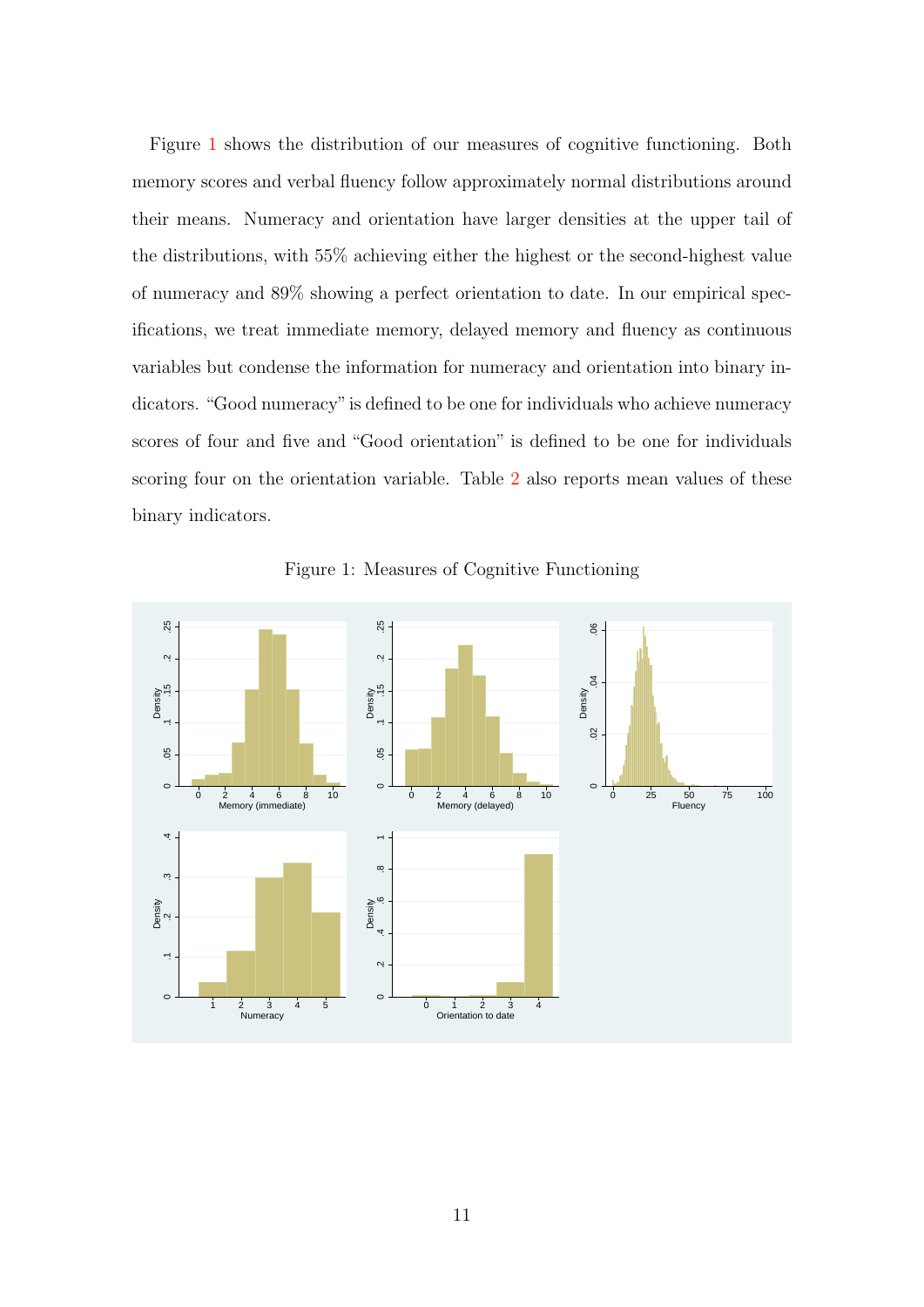Figure 1 shows the distribution of our measures of cognitive functioning. Both memory scores and verbal fluency follow approximately normal distributions around their means. Numeracy and orientation have larger densities at the upper tail of the distributions, with 55% achieving either the highest or the second-highest value of numeracy and 89% showing a perfect orientation to date. In our empirical specifications, we treat immediate memory, delayed memory and fluency as continuous variables but condense the information for numeracy and orientation into binary indicators. "Good numeracy" is defined to be one for individuals who achieve numeracy scores of four and five and "Good orientation" is defined to be one for individuals scoring four on the orientation variable. Table 2 also reports mean values of these binary indicators.

Figure 1: Measures of Cognitive Functioning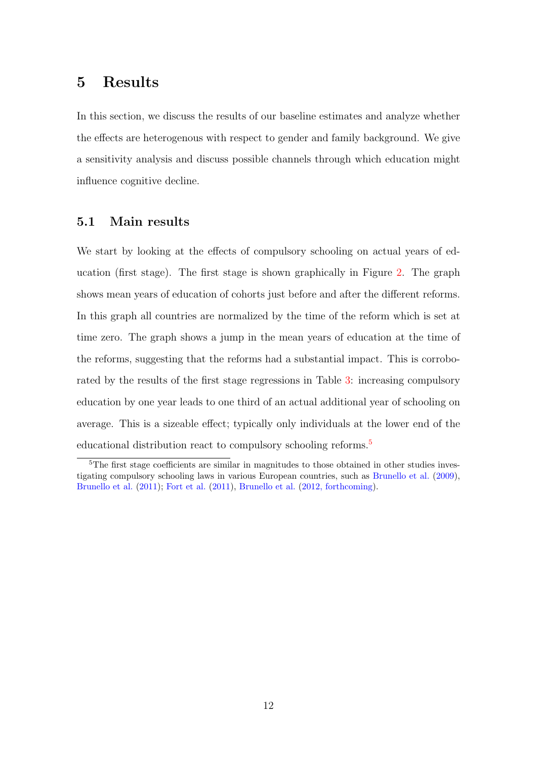## 5 Results

In this section, we discuss the results of our baseline estimates and analyze whether the effects are heterogenous with respect to gender and family background. We give a sensitivity analysis and discuss possible channels through which education might influence cognitive decline.

### 5.1 Main results

We start by looking at the effects of compulsory schooling on actual years of education (first stage). The first stage is shown graphically in Figure 2. The graph shows mean years of education of cohorts just before and after the different reforms. In this graph all countries are normalized by the time of the reform which is set at time zero. The graph shows a jump in the mean years of education at the time of the reforms, suggesting that the reforms had a substantial impact. This is corroborated by the results of the first stage regressions in Table 3: increasing compulsory education by one year leads to one third of an actual additional year of schooling on average. This is a sizeable effect; typically only individuals at the lower end of the educational distribution react to compulsory schooling reforms.[5]

[5] The first stage coefficients are similar in magnitudes to those obtained in other studies investigating compulsory schooling laws in various European countries, such as Brunello et al. (2009), Brunello et al. (2011); Fort et al. (2011), Brunello et al. (2012, forthcoming).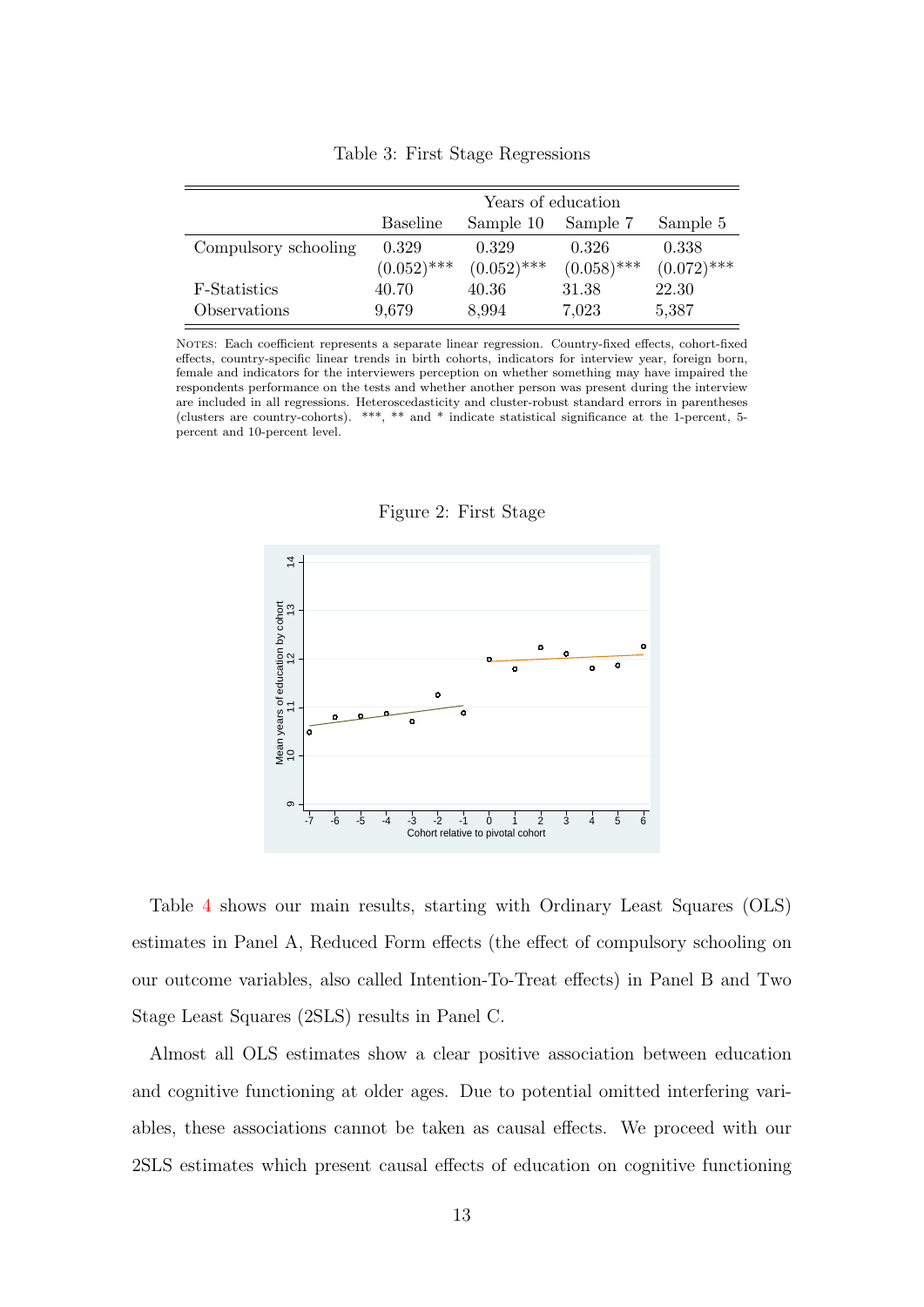Table 3: First Stage Regressions

| | Years of education | | | |
|---|---|---|---|---|
| | Baseline | Sample 10 | Sample 7 | Sample 5 |
| Compulsory schooling | 0.329 | 0.329 | 0.326 | 0.338 |
| | (0.052)*** | (0.052)*** | (0.058)*** | (0.072)*** |
| F-Statistics | 40.70 | 40.36 | 31.38 | 22.30 |
| Observations | 9,679 | 8,994 | 7,023 | 5,387 |

NOTES: Each coefficient represents a separate linear regression. Country-fixed effects, cohort-fixed effects, country-specific linear trends in birth cohorts, indicators for interview year, foreign born, female and indicators for the interviewers perception on whether something may have impaired the respondents performance on the tests and whether another person was present during the interview are included in all regressions. Heteroscedasticity and cluster-robust standard errors in parentheses (clusters are country-cohorts). ***, ** and * indicate statistical significance at the 1-percent, 5-percent and 10-percent level.

Figure 2: First Stage

Table 4 shows our main results, starting with Ordinary Least Squares (OLS) estimates in Panel A, Reduced Form effects (the effect of compulsory schooling on our outcome variables, also called Intention-To-Treat effects) in Panel B and Two Stage Least Squares (2SLS) results in Panel C.

Almost all OLS estimates show a clear positive association between education and cognitive functioning at older ages. Due to potential omitted interfering variables, these associations cannot be taken as causal effects. We proceed with our 2SLS estimates which present causal effects of education on cognitive functioning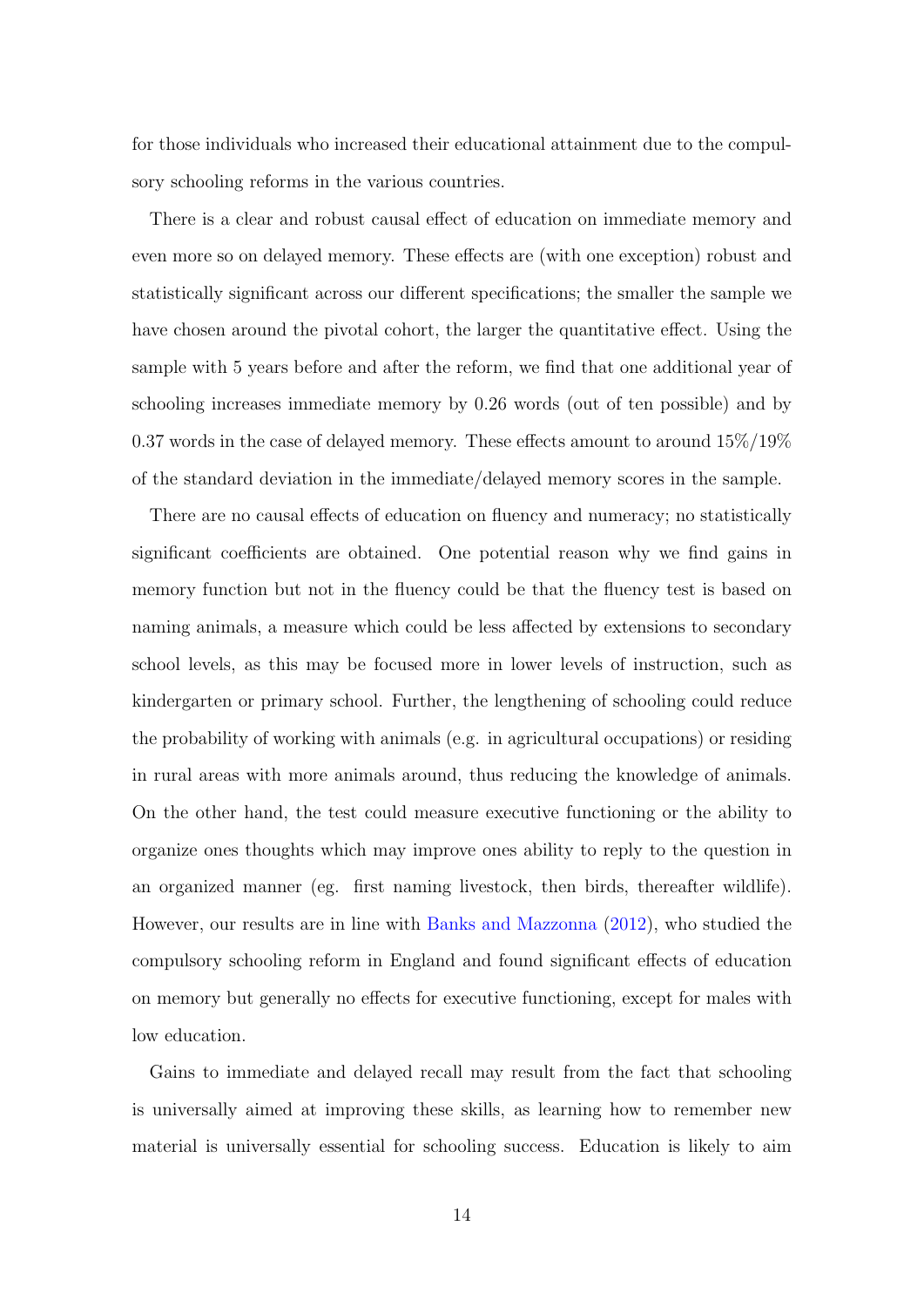for those individuals who increased their educational attainment due to the compulsory schooling reforms in the various countries.

There is a clear and robust causal effect of education on immediate memory and even more so on delayed memory. These effects are (with one exception) robust and statistically significant across our different specifications; the smaller the sample we have chosen around the pivotal cohort, the larger the quantitative effect. Using the sample with 5 years before and after the reform, we find that one additional year of schooling increases immediate memory by 0.26 words (out of ten possible) and by 0.37 words in the case of delayed memory. These effects amount to around 15%/19% of the standard deviation in the immediate/delayed memory scores in the sample.

There are no causal effects of education on fluency and numeracy; no statistically significant coefficients are obtained. One potential reason why we find gains in memory function but not in the fluency could be that the fluency test is based on naming animals, a measure which could be less affected by extensions to secondary school levels, as this may be focused more in lower levels of instruction, such as kindergarten or primary school. Further, the lengthening of schooling could reduce the probability of working with animals (e.g. in agricultural occupations) or residing in rural areas with more animals around, thus reducing the knowledge of animals. On the other hand, the test could measure executive functioning or the ability to organize ones thoughts which may improve ones ability to reply to the question in an organized manner (eg. first naming livestock, then birds, thereafter wildlife). However, our results are in line with Banks and Mazzonna (2012), who studied the compulsory schooling reform in England and found significant effects of education on memory but generally no effects for executive functioning, except for males with low education.

Gains to immediate and delayed recall may result from the fact that schooling is universally aimed at improving these skills, as learning how to remember new material is universally essential for schooling success. Education is likely to aim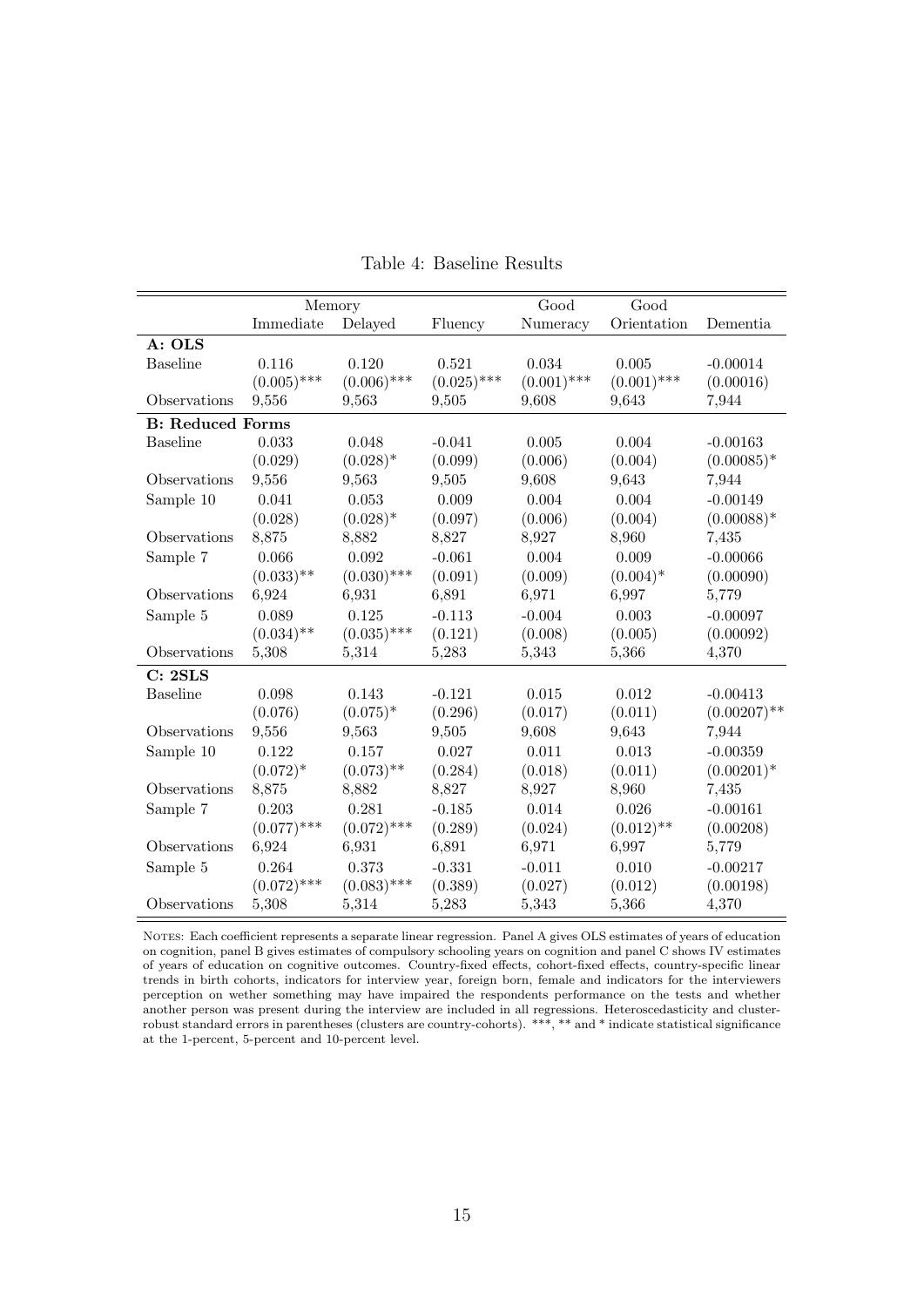Table 4: Baseline Results

| | Memory | | | Good | Good | |
|---|---|---|---|---|---|---|
| | Immediate | Delayed | Fluency | Numeracy | Orientation | Dementia |
| **A: OLS** | | | | | | |
| Baseline | 0.116 | 0.120 | 0.521 | 0.034 | 0.005 | -0.00014 |
| | (0.005)*** | (0.006)*** | (0.025)*** | (0.001)*** | (0.001)*** | (0.00016) |
| Observations | 9,556 | 9,563 | 9,505 | 9,608 | 9,643 | 7,944 |
| **B: Reduced Forms** | | | | | | |
| Baseline | 0.033 | 0.048 | -0.041 | 0.005 | 0.004 | -0.00163 |
| | (0.029) | (0.028)* | (0.099) | (0.006) | (0.004) | (0.00085)* |
| Observations | 9,556 | 9,563 | 9,505 | 9,608 | 9,643 | 7,944 |
| Sample 10 | 0.041 | 0.053 | 0.009 | 0.004 | 0.004 | -0.00149 |
| | (0.028) | (0.028)* | (0.097) | (0.006) | (0.004) | (0.00088)* |
| Observations | 8,875 | 8,882 | 8,827 | 8,927 | 8,960 | 7,435 |
| Sample 7 | 0.066 | 0.092 | -0.061 | 0.004 | 0.009 | -0.00066 |
| | (0.033)** | (0.030)*** | (0.091) | (0.009) | (0.004)* | (0.00090) |
| Observations | 6,924 | 6,931 | 6,891 | 6,971 | 6,997 | 5,779 |
| Sample 5 | 0.089 | 0.125 | -0.113 | -0.004 | 0.003 | -0.00097 |
| | (0.034)** | (0.035)*** | (0.121) | (0.008) | (0.005) | (0.00092) |
| Observations | 5,308 | 5,314 | 5,283 | 5,343 | 5,366 | 4,370 |
| **C: 2SLS** | | | | | | |
| Baseline | 0.098 | 0.143 | -0.121 | 0.015 | 0.012 | -0.00413 |
| | (0.076) | (0.075)* | (0.296) | (0.017) | (0.011) | (0.00207)** |
| Observations | 9,556 | 9,563 | 9,505 | 9,608 | 9,643 | 7,944 |
| Sample 10 | 0.122 | 0.157 | 0.027 | 0.011 | 0.013 | -0.00359 |
| | (0.072)* | (0.073)** | (0.284) | (0.018) | (0.011) | (0.00201)* |
| Observations | 8,875 | 8,882 | 8,827 | 8,927 | 8,960 | 7,435 |
| Sample 7 | 0.203 | 0.281 | -0.185 | 0.014 | 0.026 | -0.00161 |
| | (0.077)*** | (0.072)*** | (0.289) | (0.024) | (0.012)** | (0.00208) |
| Observations | 6,924 | 6,931 | 6,891 | 6,971 | 6,997 | 5,779 |
| Sample 5 | 0.264 | 0.373 | -0.331 | -0.011 | 0.010 | -0.00217 |
| | (0.072)*** | (0.083)*** | (0.389) | (0.027) | (0.012) | (0.00198) |
| Observations | 5,308 | 5,314 | 5,283 | 5,343 | 5,366 | 4,370 |

NOTES: Each coefficient represents a separate linear regression. Panel A gives OLS estimates of years of education on cognition, panel B gives estimates of compulsory schooling years on cognition and panel C shows IV estimates of years of education on cognitive outcomes. Country-fixed effects, cohort-fixed effects, country-specific linear trends in birth cohorts, indicators for interview year, foreign born, female and indicators for the interviewers perception on wether something may have impaired the respondents performance on the tests and whether another person was present during the interview are included in all regressions. Heteroscedasticity and cluster-robust standard errors in parentheses (clusters are country-cohorts). ***, ** and * indicate statistical significance at the 1-percent, 5-percent and 10-percent level.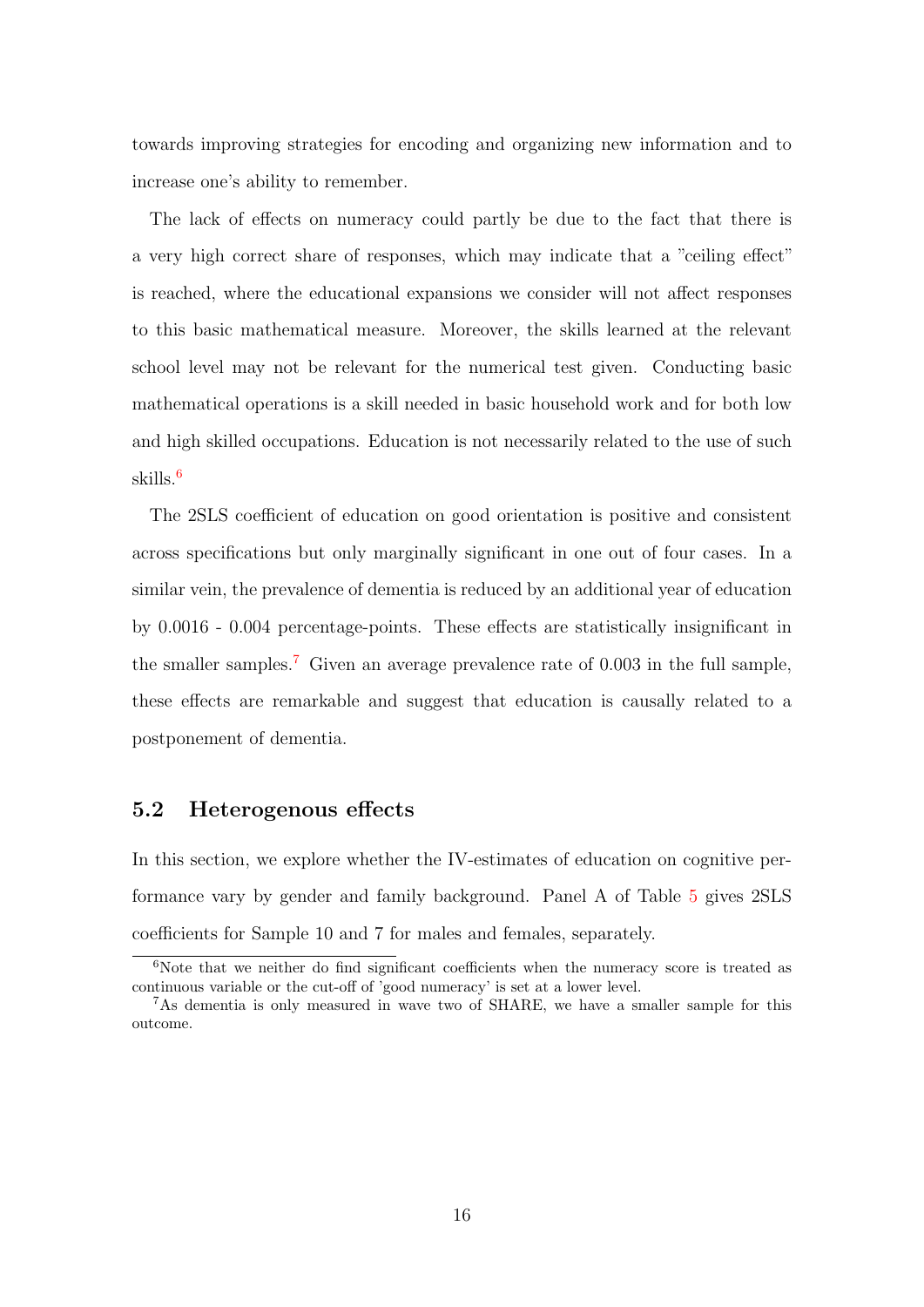towards improving strategies for encoding and organizing new information and to increase one's ability to remember.

The lack of effects on numeracy could partly be due to the fact that there is a very high correct share of responses, which may indicate that a "ceiling effect" is reached, where the educational expansions we consider will not affect responses to this basic mathematical measure. Moreover, the skills learned at the relevant school level may not be relevant for the numerical test given. Conducting basic mathematical operations is a skill needed in basic household work and for both low and high skilled occupations. Education is not necessarily related to the use of such skills.[6]

The 2SLS coefficient of education on good orientation is positive and consistent across specifications but only marginally significant in one out of four cases. In a similar vein, the prevalence of dementia is reduced by an additional year of education by 0.0016 - 0.004 percentage-points. These effects are statistically insignificant in the smaller samples.[7] Given an average prevalence rate of 0.003 in the full sample, these effects are remarkable and suggest that education is causally related to a postponement of dementia.

## 5.2 Heterogenous effects

In this section, we explore whether the IV-estimates of education on cognitive performance vary by gender and family background. Panel A of Table 5 gives 2SLS coefficients for Sample 10 and 7 for males and females, separately.

[6] Note that we neither do find significant coefficients when the numeracy score is treated as continuous variable or the cut-off of 'good numeracy' is set at a lower level.

[7] As dementia is only measured in wave two of SHARE, we have a smaller sample for this outcome.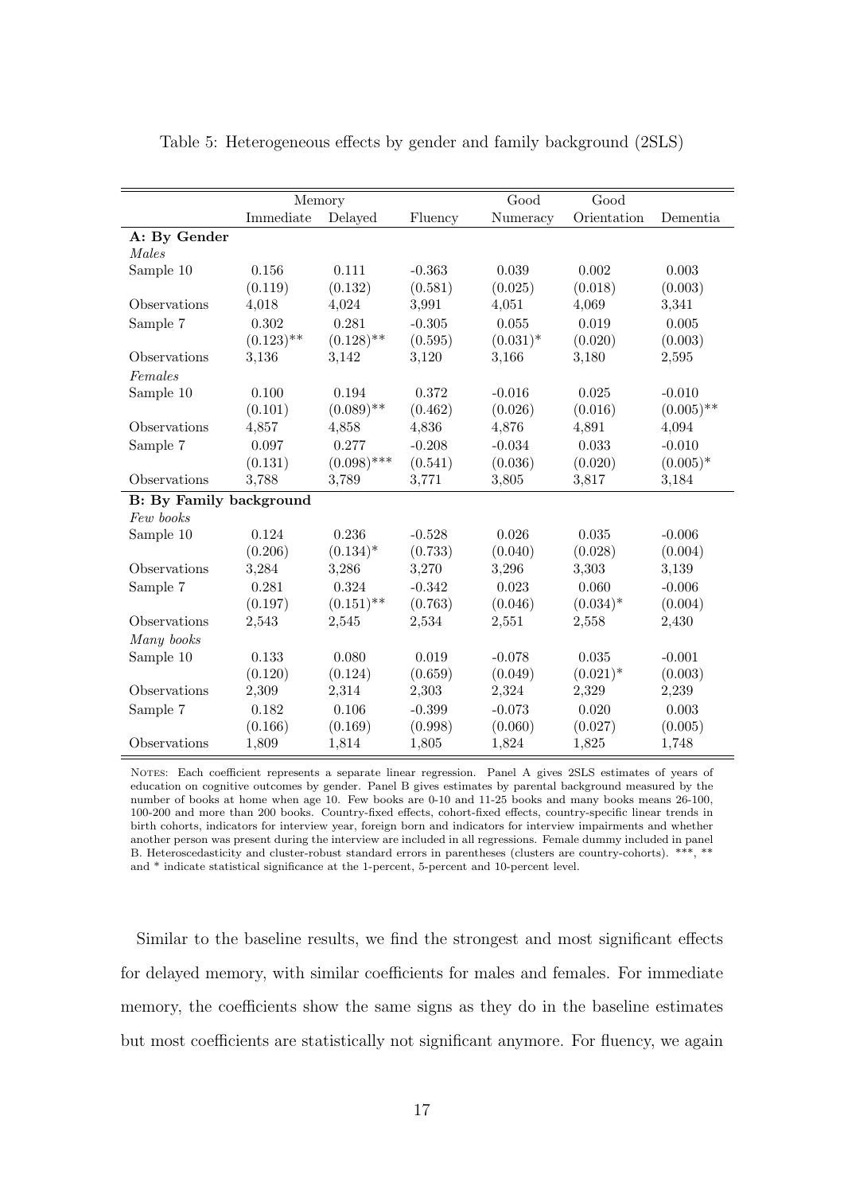Table 5: Heterogeneous effects by gender and family background (2SLS)

| | Memory | | | Good | Good | |
|---|---|---|---|---|---|---|
| | Immediate | Delayed | Fluency | Numeracy | Orientation | Dementia |
| **A: By Gender** | | | | | | |
| *Males* | | | | | | |
| Sample 10 | 0.156 | 0.111 | -0.363 | 0.039 | 0.002 | 0.003 |
| | (0.119) | (0.132) | (0.581) | (0.025) | (0.018) | (0.003) |
| Observations | 4,018 | 4,024 | 3,991 | 4,051 | 4,069 | 3,341 |
| Sample 7 | 0.302 | 0.281 | -0.305 | 0.055 | 0.019 | 0.005 |
| | (0.123)** | (0.128)** | (0.595) | (0.031)* | (0.020) | (0.003) |
| Observations | 3,136 | 3,142 | 3,120 | 3,166 | 3,180 | 2,595 |
| *Females* | | | | | | |
| Sample 10 | 0.100 | 0.194 | 0.372 | -0.016 | 0.025 | -0.010 |
| | (0.101) | (0.089)** | (0.462) | (0.026) | (0.016) | (0.005)** |
| Observations | 4,857 | 4,858 | 4,836 | 4,876 | 4,891 | 4,094 |
| Sample 7 | 0.097 | 0.277 | -0.208 | -0.034 | 0.033 | -0.010 |
| | (0.131) | (0.098)*** | (0.541) | (0.036) | (0.020) | (0.005)* |
| Observations | 3,788 | 3,789 | 3,771 | 3,805 | 3,817 | 3,184 |
| **B: By Family background** | | | | | | |
| *Few books* | | | | | | |
| Sample 10 | 0.124 | 0.236 | -0.528 | 0.026 | 0.035 | -0.006 |
| | (0.206) | (0.134)* | (0.733) | (0.040) | (0.028) | (0.004) |
| Observations | 3,284 | 3,286 | 3,270 | 3,296 | 3,303 | 3,139 |
| Sample 7 | 0.281 | 0.324 | -0.342 | 0.023 | 0.060 | -0.006 |
| | (0.197) | (0.151)** | (0.763) | (0.046) | (0.034)* | (0.004) |
| Observations | 2,543 | 2,545 | 2,534 | 2,551 | 2,558 | 2,430 |
| *Many books* | | | | | | |
| Sample 10 | 0.133 | 0.080 | 0.019 | -0.078 | 0.035 | -0.001 |
| | (0.120) | (0.124) | (0.659) | (0.049) | (0.021)* | (0.003) |
| Observations | 2,309 | 2,314 | 2,303 | 2,324 | 2,329 | 2,239 |
| Sample 7 | 0.182 | 0.106 | -0.399 | -0.073 | 0.020 | 0.003 |
| | (0.166) | (0.169) | (0.998) | (0.060) | (0.027) | (0.005) |
| Observations | 1,809 | 1,814 | 1,805 | 1,824 | 1,825 | 1,748 |

NOTES: Each coefficient represents a separate linear regression. Panel A gives 2SLS estimates of years of education on cognitive outcomes by gender. Panel B gives estimates by parental background measured by the number of books at home when age 10. Few books are 0-10 and 11-25 books and many books means 26-100, 100-200 and more than 200 books. Country-fixed effects, cohort-fixed effects, country-specific linear trends in birth cohorts, indicators for interview year, foreign born and indicators for interview impairments and whether another person was present during the interview are included in all regressions. Female dummy included in panel B. Heteroscedasticity and cluster-robust standard errors in parentheses (clusters are country-cohorts). ***, ** and * indicate statistical significance at the 1-percent, 5-percent and 10-percent level.

Similar to the baseline results, we find the strongest and most significant effects for delayed memory, with similar coefficients for males and females. For immediate memory, the coefficients show the same signs as they do in the baseline estimates but most coefficients are statistically not significant anymore. For fluency, we again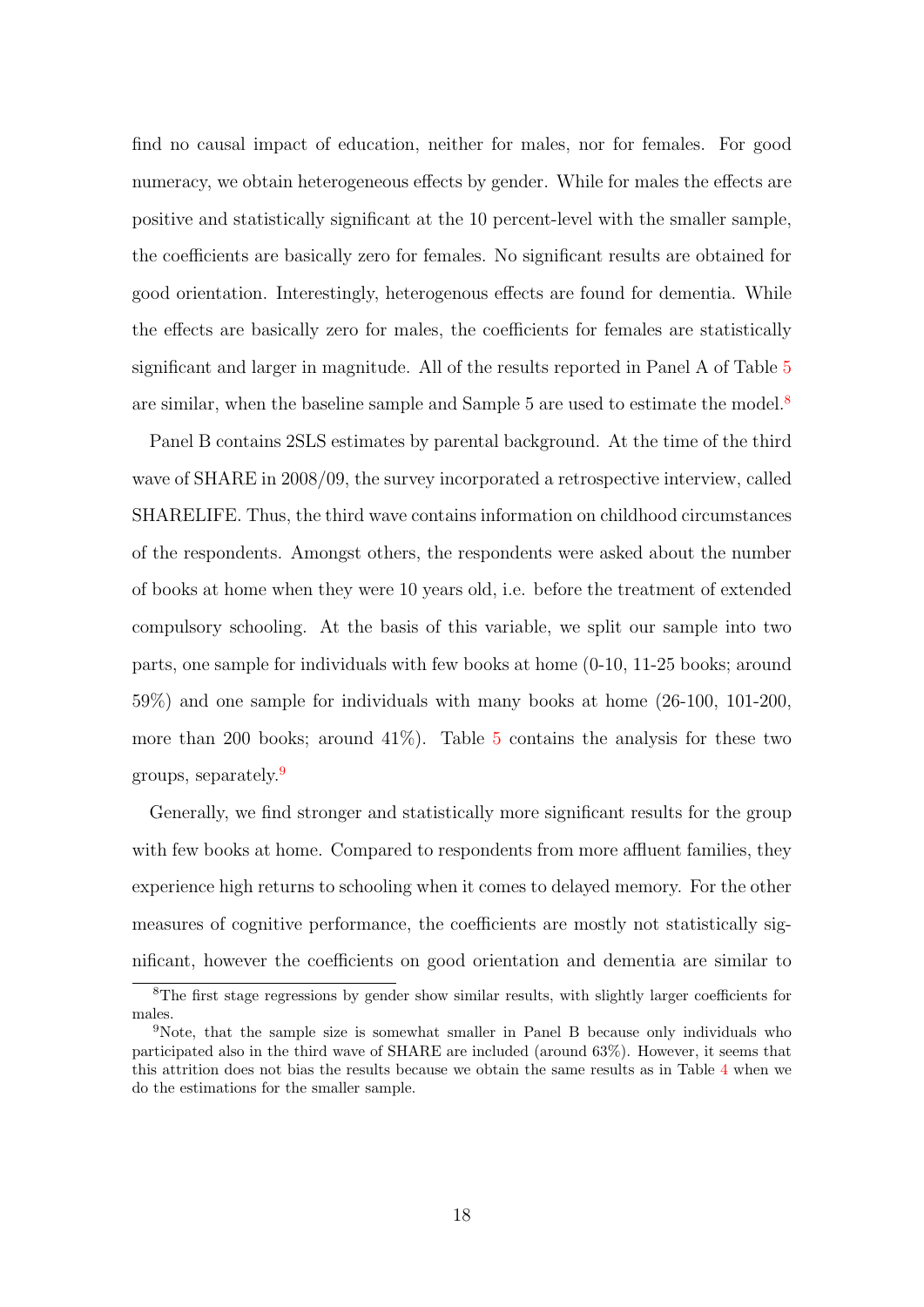find no causal impact of education, neither for males, nor for females. For good numeracy, we obtain heterogeneous effects by gender. While for males the effects are positive and statistically significant at the 10 percent-level with the smaller sample, the coefficients are basically zero for females. No significant results are obtained for good orientation. Interestingly, heterogenous effects are found for dementia. While the effects are basically zero for males, the coefficients for females are statistically significant and larger in magnitude. All of the results reported in Panel A of Table 5 are similar, when the baseline sample and Sample 5 are used to estimate the model.[8]

Panel B contains 2SLS estimates by parental background. At the time of the third wave of SHARE in 2008/09, the survey incorporated a retrospective interview, called SHARELIFE. Thus, the third wave contains information on childhood circumstances of the respondents. Amongst others, the respondents were asked about the number of books at home when they were 10 years old, i.e. before the treatment of extended compulsory schooling. At the basis of this variable, we split our sample into two parts, one sample for individuals with few books at home (0-10, 11-25 books; around 59%) and one sample for individuals with many books at home (26-100, 101-200, more than 200 books; around 41%). Table 5 contains the analysis for these two groups, separately.[9]

Generally, we find stronger and statistically more significant results for the group with few books at home. Compared to respondents from more affluent families, they experience high returns to schooling when it comes to delayed memory. For the other measures of cognitive performance, the coefficients are mostly not statistically significant, however the coefficients on good orientation and dementia are similar to

---

[8] The first stage regressions by gender show similar results, with slightly larger coefficients for males.

[9] Note, that the sample size is somewhat smaller in Panel B because only individuals who participated also in the third wave of SHARE are included (around 63%). However, it seems that this attrition does not bias the results because we obtain the same results as in Table 4 when we do the estimations for the smaller sample.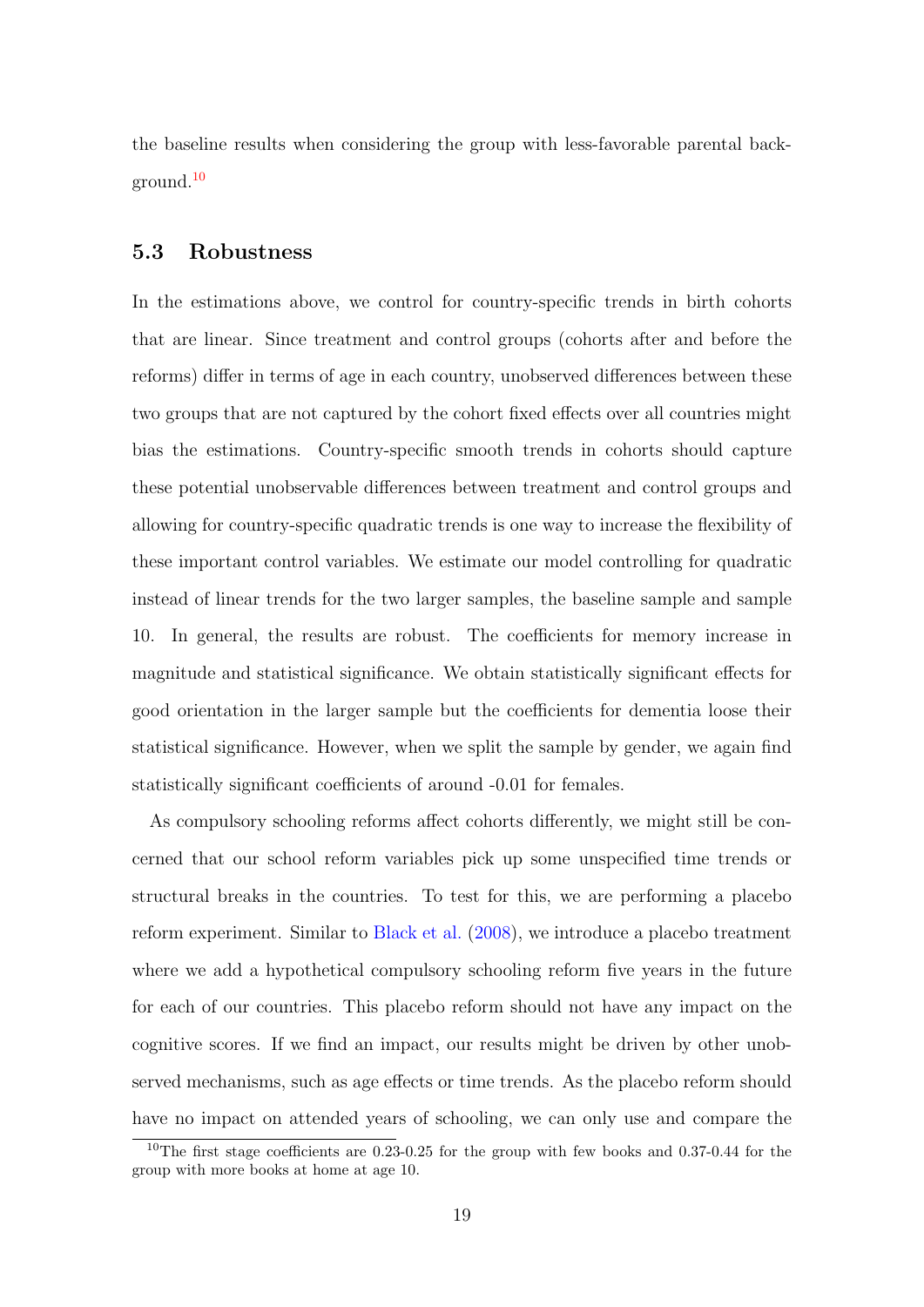the baseline results when considering the group with less-favorable parental background.[10]

### 5.3 Robustness

In the estimations above, we control for country-specific trends in birth cohorts that are linear. Since treatment and control groups (cohorts after and before the reforms) differ in terms of age in each country, unobserved differences between these two groups that are not captured by the cohort fixed effects over all countries might bias the estimations. Country-specific smooth trends in cohorts should capture these potential unobservable differences between treatment and control groups and allowing for country-specific quadratic trends is one way to increase the flexibility of these important control variables. We estimate our model controlling for quadratic instead of linear trends for the two larger samples, the baseline sample and sample 10. In general, the results are robust. The coefficients for memory increase in magnitude and statistical significance. We obtain statistically significant effects for good orientation in the larger sample but the coefficients for dementia loose their statistical significance. However, when we split the sample by gender, we again find statistically significant coefficients of around -0.01 for females.

As compulsory schooling reforms affect cohorts differently, we might still be concerned that our school reform variables pick up some unspecified time trends or structural breaks in the countries. To test for this, we are performing a placebo reform experiment. Similar to Black et al. (2008), we introduce a placebo treatment where we add a hypothetical compulsory schooling reform five years in the future for each of our countries. This placebo reform should not have any impact on the cognitive scores. If we find an impact, our results might be driven by other unobserved mechanisms, such as age effects or time trends. As the placebo reform should have no impact on attended years of schooling, we can only use and compare the

[10] The first stage coefficients are 0.23-0.25 for the group with few books and 0.37-0.44 for the group with more books at home at age 10.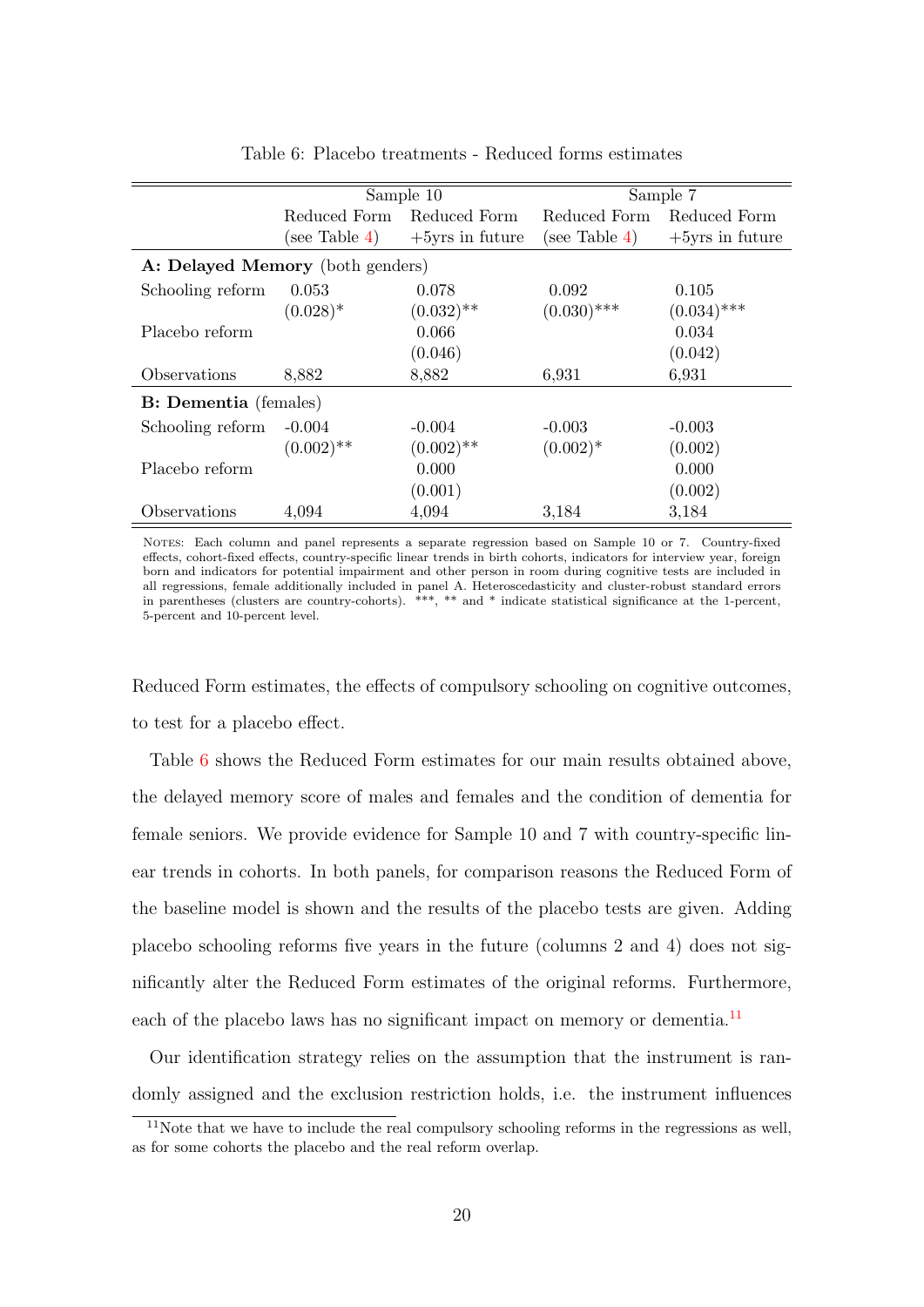Table 6: Placebo treatments - Reduced forms estimates

| | Sample 10 | | Sample 7 | |
|---|---|---|---|---|
| | Reduced Form (see Table 4) | Reduced Form +5yrs in future | Reduced Form (see Table 4) | Reduced Form +5yrs in future |
| **A: Delayed Memory** (both genders) | | | | |
| Schooling reform | 0.053 | 0.078 | 0.092 | 0.105 |
| | (0.028)* | (0.032)** | (0.030)*** | (0.034)*** |
| Placebo reform | | 0.066 | | 0.034 |
| | | (0.046) | | (0.042) |
| Observations | 8,882 | 8,882 | 6,931 | 6,931 |
| **B: Dementia** (females) | | | | |
| Schooling reform | -0.004 | -0.004 | -0.003 | -0.003 |
| | (0.002)** | (0.002)** | (0.002)* | (0.002) |
| Placebo reform | | 0.000 | | 0.000 |
| | | (0.001) | | (0.002) |
| Observations | 4,094 | 4,094 | 3,184 | 3,184 |

NOTES: Each column and panel represents a separate regression based on Sample 10 or 7. Country-fixed effects, cohort-fixed effects, country-specific linear trends in birth cohorts, indicators for interview year, foreign born and indicators for potential impairment and other person in room during cognitive tests are included in all regressions, female additionally included in panel A. Heteroscedasticity and cluster-robust standard errors in parentheses (clusters are country-cohorts). ***, ** and * indicate statistical significance at the 1-percent, 5-percent and 10-percent level.

Reduced Form estimates, the effects of compulsory schooling on cognitive outcomes, to test for a placebo effect.

Table 6 shows the Reduced Form estimates for our main results obtained above, the delayed memory score of males and females and the condition of dementia for female seniors. We provide evidence for Sample 10 and 7 with country-specific linear trends in cohorts. In both panels, for comparison reasons the Reduced Form of the baseline model is shown and the results of the placebo tests are given. Adding placebo schooling reforms five years in the future (columns 2 and 4) does not significantly alter the Reduced Form estimates of the original reforms. Furthermore, each of the placebo laws has no significant impact on memory or dementia.[11]

Our identification strategy relies on the assumption that the instrument is randomly assigned and the exclusion restriction holds, i.e. the instrument influences

[11] Note that we have to include the real compulsory schooling reforms in the regressions as well, as for some cohorts the placebo and the real reform overlap.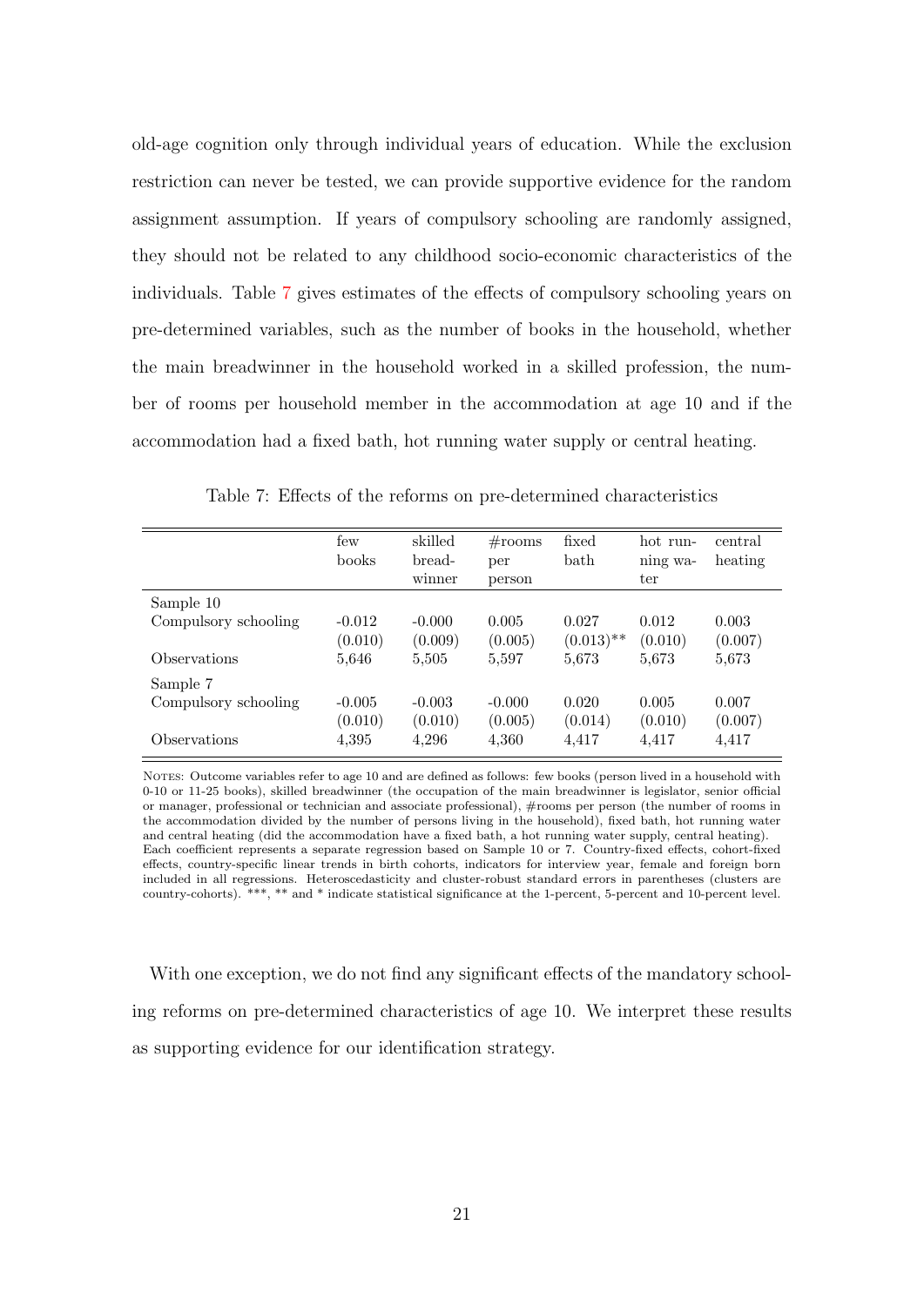old-age cognition only through individual years of education. While the exclusion restriction can never be tested, we can provide supportive evidence for the random assignment assumption. If years of compulsory schooling are randomly assigned, they should not be related to any childhood socio-economic characteristics of the individuals. Table 7 gives estimates of the effects of compulsory schooling years on pre-determined variables, such as the number of books in the household, whether the main breadwinner in the household worked in a skilled profession, the number of rooms per household member in the accommodation at age 10 and if the accommodation had a fixed bath, hot running water supply or central heating.

Table 7: Effects of the reforms on pre-determined characteristics

| | few books | skilled bread-winner | #rooms per person | fixed bath | hot running water | central heating |
|---|---|---|---|---|---|---|
| Sample 10 | | | | | | |
| Compulsory schooling | -0.012 | -0.000 | 0.005 | 0.027 | 0.012 | 0.003 |
| | (0.010) | (0.009) | (0.005) | (0.013)** | (0.010) | (0.007) |
| Observations | 5,646 | 5,505 | 5,597 | 5,673 | 5,673 | 5,673 |
| Sample 7 | | | | | | |
| Compulsory schooling | -0.005 | -0.003 | -0.000 | 0.020 | 0.005 | 0.007 |
| | (0.010) | (0.010) | (0.005) | (0.014) | (0.010) | (0.007) |
| Observations | 4,395 | 4,296 | 4,360 | 4,417 | 4,417 | 4,417 |

NOTES: Outcome variables refer to age 10 and are defined as follows: few books (person lived in a household with 0-10 or 11-25 books), skilled breadwinner (the occupation of the main breadwinner is legislator, senior official or manager, professional or technician and associate professional), #rooms per person (the number of rooms in the accommodation divided by the number of persons living in the household), fixed bath, hot running water and central heating (did the accommodation have a fixed bath, a hot running water supply, central heating). Each coefficient represents a separate regression based on Sample 10 or 7. Country-fixed effects, cohort-fixed effects, country-specific linear trends in birth cohorts, indicators for interview year, female and foreign born included in all regressions. Heteroscedasticity and cluster-robust standard errors in parentheses (clusters are country-cohorts). ***, ** and * indicate statistical significance at the 1-percent, 5-percent and 10-percent level.

With one exception, we do not find any significant effects of the mandatory schooling reforms on pre-determined characteristics of age 10. We interpret these results as supporting evidence for our identification strategy.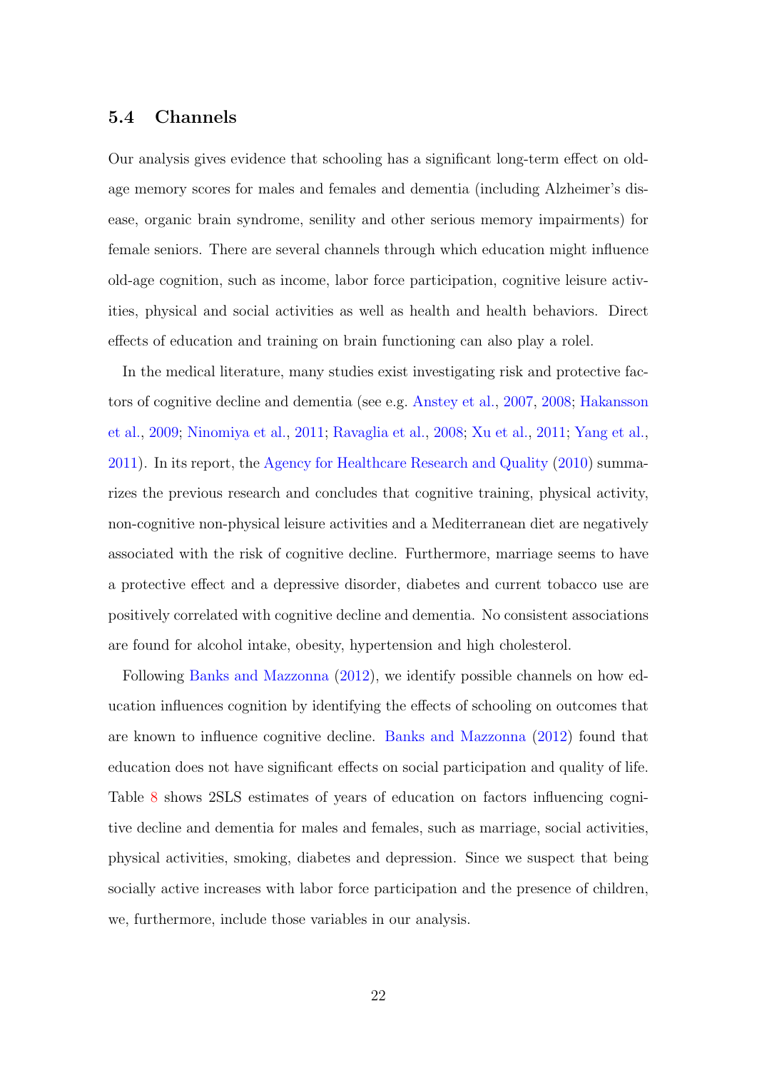### 5.4 Channels

Our analysis gives evidence that schooling has a significant long-term effect on old-age memory scores for males and females and dementia (including Alzheimer's disease, organic brain syndrome, senility and other serious memory impairments) for female seniors. There are several channels through which education might influence old-age cognition, such as income, labor force participation, cognitive leisure activities, physical and social activities as well as health and health behaviors. Direct effects of education and training on brain functioning can also play a rolel.

In the medical literature, many studies exist investigating risk and protective factors of cognitive decline and dementia (see e.g. Anstey et al., 2007, 2008; Hakansson et al., 2009; Ninomiya et al., 2011; Ravaglia et al., 2008; Xu et al., 2011; Yang et al., 2011). In its report, the Agency for Healthcare Research and Quality (2010) summarizes the previous research and concludes that cognitive training, physical activity, non-cognitive non-physical leisure activities and a Mediterranean diet are negatively associated with the risk of cognitive decline. Furthermore, marriage seems to have a protective effect and a depressive disorder, diabetes and current tobacco use are positively correlated with cognitive decline and dementia. No consistent associations are found for alcohol intake, obesity, hypertension and high cholesterol.

Following Banks and Mazzonna (2012), we identify possible channels on how education influences cognition by identifying the effects of schooling on outcomes that are known to influence cognitive decline. Banks and Mazzonna (2012) found that education does not have significant effects on social participation and quality of life. Table 8 shows 2SLS estimates of years of education on factors influencing cognitive decline and dementia for males and females, such as marriage, social activities, physical activities, smoking, diabetes and depression. Since we suspect that being socially active increases with labor force participation and the presence of children, we, furthermore, include those variables in our analysis.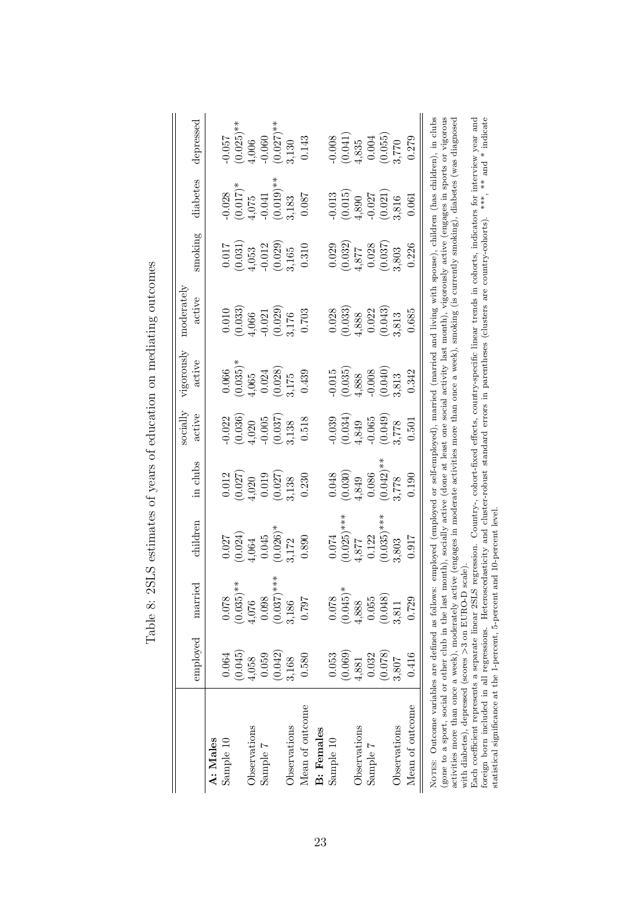Table 8: 2SLS estimates of years of education on mediating outcomes

| | employed | married | children | in clubs | socially active | vigorously active | moderately active | smoking | diabetes | depressed |
|---|---|---|---|---|---|---|---|---|---|---|
| **A: Males** | | | | | | | | | | |
| Sample 10 | 0.064 | 0.078 | 0.027 | 0.012 | -0.022 | 0.066 | 0.010 | 0.017 | -0.028 | -0.057 |
| | (0.045) | (0.035)** | (0.024) | (0.027) | (0.036) | (0.035)* | (0.033) | (0.031) | (0.017)* | (0.025)** |
| Observations | 4,058 | 4,076 | 4,064 | 4,020 | 4,020 | 4,065 | 4,066 | 4,053 | 4,075 | 4,006 |
| Sample 7 | 0.059 | 0.098 | 0.045 | 0.019 | -0.005 | 0.024 | -0.021 | -0.012 | -0.041 | -0.060 |
| | (0.042) | (0.037)*** | (0.026)* | (0.027) | (0.037) | (0.028) | (0.029) | (0.029) | (0.019)** | (0.027)** |
| Observations | 3,168 | 3,186 | 3,172 | 3,138 | 3,138 | 3,175 | 3,176 | 3,165 | 3,183 | 3,130 |
| Mean of outcome | 0.580 | 0.797 | 0.890 | 0.230 | 0.518 | 0.439 | 0.703 | 0.310 | 0.087 | 0.143 |
| **B: Females** | | | | | | | | | | |
| Sample 10 | 0.053 | 0.078 | 0.074 | 0.048 | -0.039 | -0.015 | 0.028 | 0.029 | -0.013 | -0.008 |
| | (0.069) | (0.045)* | (0.025)*** | (0.030) | (0.034) | (0.035) | (0.033) | (0.032) | (0.015) | (0.041) |
| Observations | 4,881 | 4,888 | 4,877 | 4,849 | 4,849 | 4,888 | 4,888 | 4,877 | 4,890 | 4,835 |
| Sample 7 | 0.032 | 0.055 | 0.122 | 0.086 | -0.065 | -0.008 | 0.022 | 0.028 | -0.027 | 0.004 |
| | (0.078) | (0.048) | (0.035)*** | (0.042)** | (0.049) | (0.040) | (0.043) | (0.037) | (0.021) | (0.055) |
| Observations | 3,807 | 3,811 | 3,803 | 3,778 | 3,778 | 3,813 | 3,813 | 3,803 | 3,816 | 3,770 |
| Mean of outcome | 0.416 | 0.729 | 0.917 | 0.190 | 0.501 | 0.342 | 0.685 | 0.226 | 0.061 | 0.279 |

Notes: Outcome variables are defined as follows: employed (employed or self-employed), married (married and living with spouse), children (has children), in clubs (gone to a sport, social or other club in the last month), socially active (done at least one social activity last month), vigorously active (engages in sports or vigorous activities more than once a week), moderately active (engages in moderate activities more than once a week), smoking (is currently smoking), diabetes (was diagnosed with diabetes), depressed (scores >3 on EURO-D scale).
Each coefficient represents a separate linear 2SLS regression. Country-, cohort-fixed effects, country-specific linear trends in cohorts, indicators for interview year and foreign born included in all regressions. Heteroscedasticity and cluster-robust standard errors in parentheses (clusters are country-cohorts). ***, ** and * indicate statistical significance at the 1-percent, 5-percent and 10-percent level.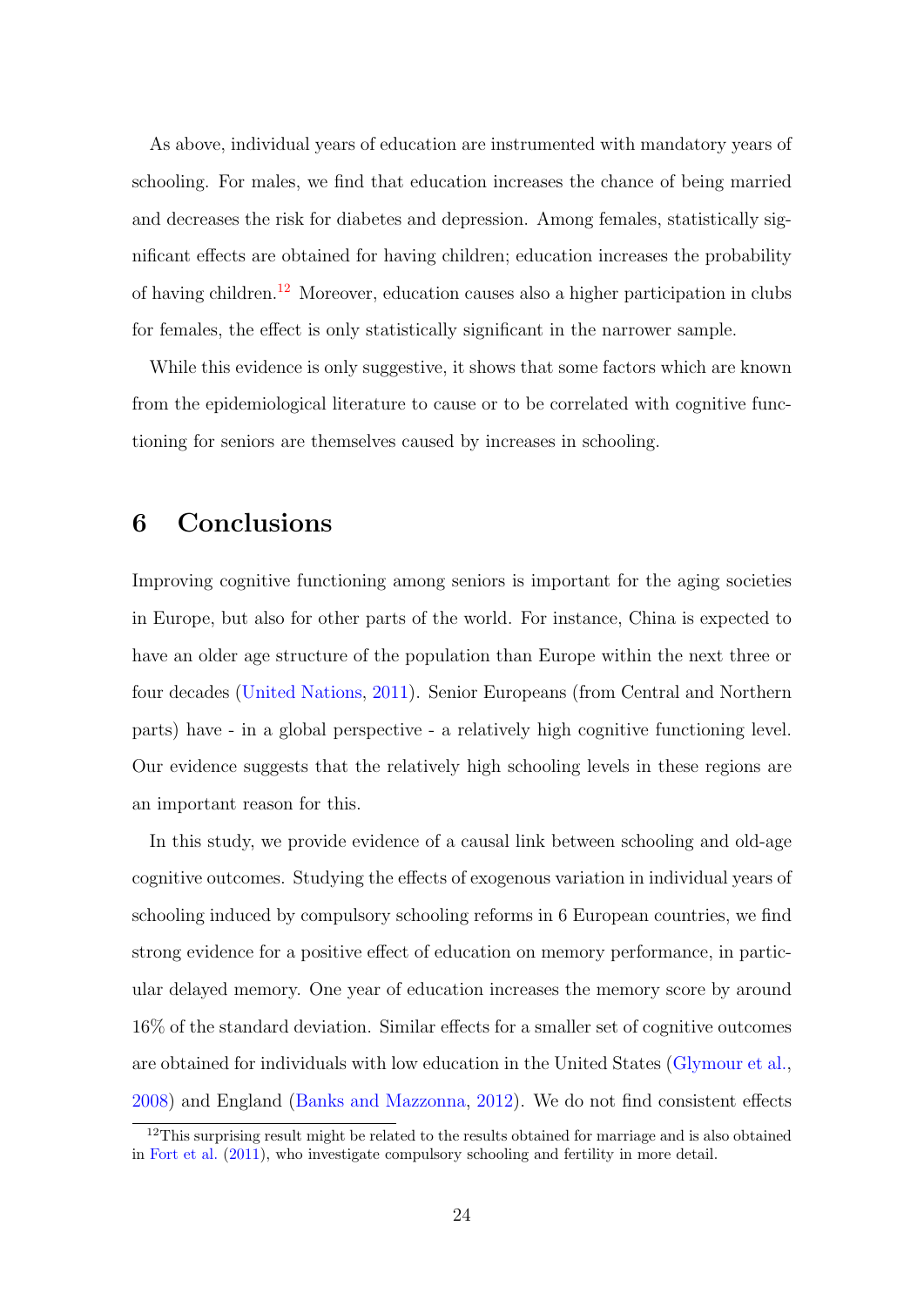As above, individual years of education are instrumented with mandatory years of schooling. For males, we find that education increases the chance of being married and decreases the risk for diabetes and depression. Among females, statistically significant effects are obtained for having children; education increases the probability of having children.[12] Moreover, education causes also a higher participation in clubs for females, the effect is only statistically significant in the narrower sample.

While this evidence is only suggestive, it shows that some factors which are known from the epidemiological literature to cause or to be correlated with cognitive functioning for seniors are themselves caused by increases in schooling.

# 6 Conclusions

Improving cognitive functioning among seniors is important for the aging societies in Europe, but also for other parts of the world. For instance, China is expected to have an older age structure of the population than Europe within the next three or four decades (United Nations, 2011). Senior Europeans (from Central and Northern parts) have - in a global perspective - a relatively high cognitive functioning level. Our evidence suggests that the relatively high schooling levels in these regions are an important reason for this.

In this study, we provide evidence of a causal link between schooling and old-age cognitive outcomes. Studying the effects of exogenous variation in individual years of schooling induced by compulsory schooling reforms in 6 European countries, we find strong evidence for a positive effect of education on memory performance, in particular delayed memory. One year of education increases the memory score by around 16% of the standard deviation. Similar effects for a smaller set of cognitive outcomes are obtained for individuals with low education in the United States (Glymour et al., 2008) and England (Banks and Mazzonna, 2012). We do not find consistent effects

[12]This surprising result might be related to the results obtained for marriage and is also obtained in Fort et al. (2011), who investigate compulsory schooling and fertility in more detail.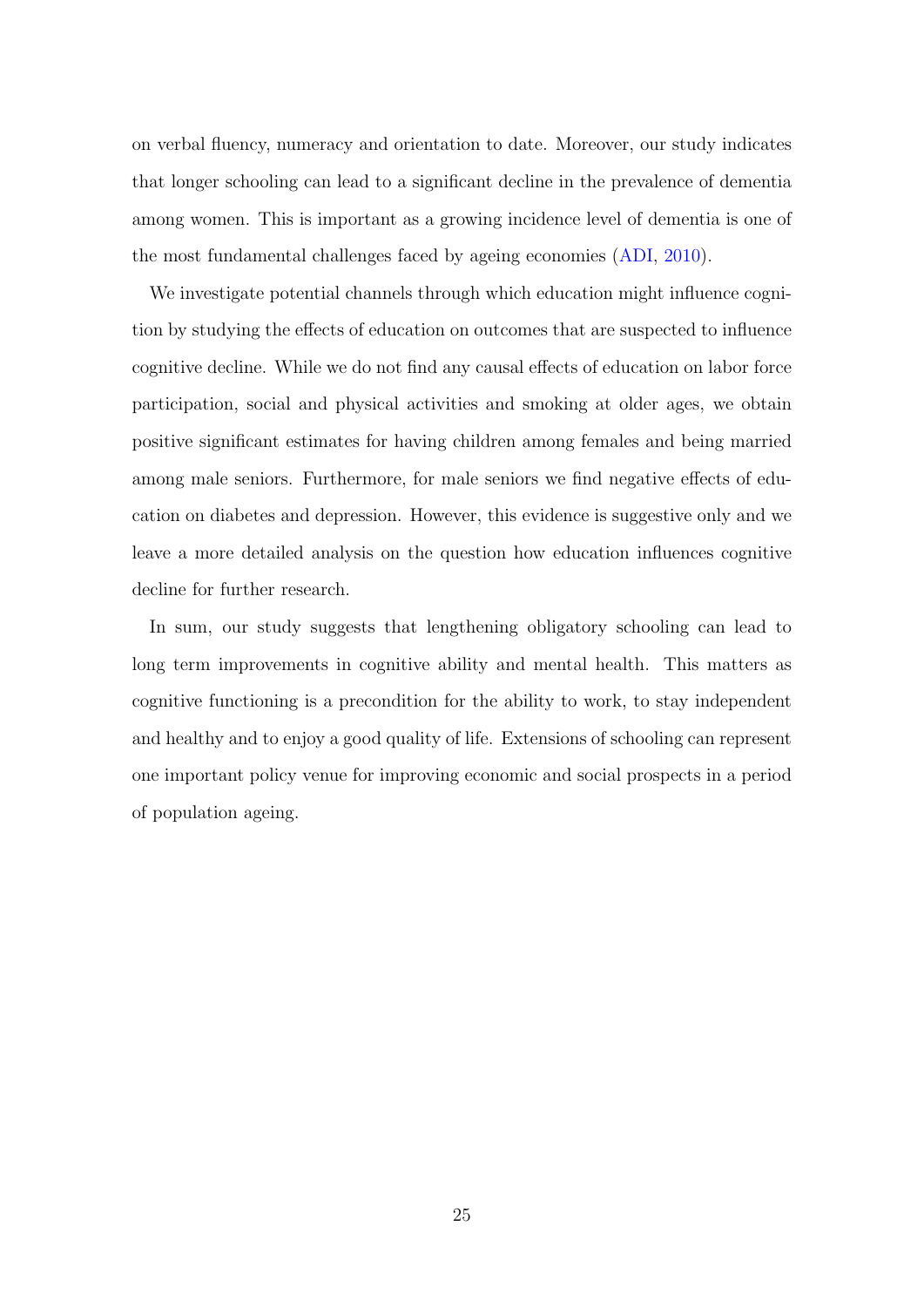on verbal fluency, numeracy and orientation to date. Moreover, our study indicates that longer schooling can lead to a significant decline in the prevalence of dementia among women. This is important as a growing incidence level of dementia is one of the most fundamental challenges faced by ageing economies (ADI, 2010).

We investigate potential channels through which education might influence cognition by studying the effects of education on outcomes that are suspected to influence cognitive decline. While we do not find any causal effects of education on labor force participation, social and physical activities and smoking at older ages, we obtain positive significant estimates for having children among females and being married among male seniors. Furthermore, for male seniors we find negative effects of education on diabetes and depression. However, this evidence is suggestive only and we leave a more detailed analysis on the question how education influences cognitive decline for further research.

In sum, our study suggests that lengthening obligatory schooling can lead to long term improvements in cognitive ability and mental health. This matters as cognitive functioning is a precondition for the ability to work, to stay independent and healthy and to enjoy a good quality of life. Extensions of schooling can represent one important policy venue for improving economic and social prospects in a period of population ageing.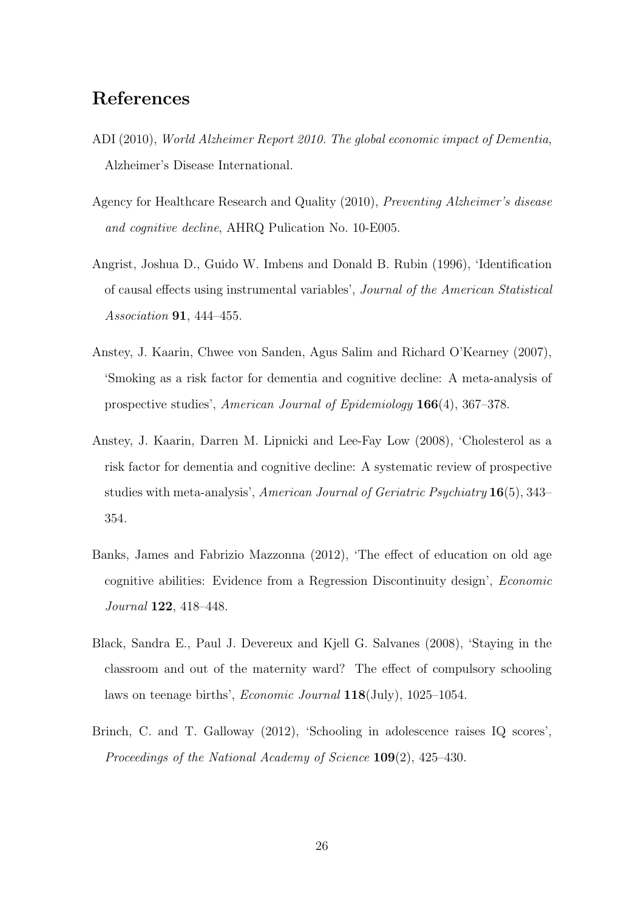## References

ADI (2010), *World Alzheimer Report 2010. The global economic impact of Dementia*, Alzheimer's Disease International.

Agency for Healthcare Research and Quality (2010), *Preventing Alzheimer's disease and cognitive decline*, AHRQ Pulication No. 10-E005.

Angrist, Joshua D., Guido W. Imbens and Donald B. Rubin (1996), 'Identification of causal effects using instrumental variables', *Journal of the American Statistical Association* **91**, 444–455.

Anstey, J. Kaarin, Chwee von Sanden, Agus Salim and Richard O'Kearney (2007), 'Smoking as a risk factor for dementia and cognitive decline: A meta-analysis of prospective studies', *American Journal of Epidemiology* **166**(4), 367–378.

Anstey, J. Kaarin, Darren M. Lipnicki and Lee-Fay Low (2008), 'Cholesterol as a risk factor for dementia and cognitive decline: A systematic review of prospective studies with meta-analysis', *American Journal of Geriatric Psychiatry* **16**(5), 343–354.

Banks, James and Fabrizio Mazzonna (2012), 'The effect of education on old age cognitive abilities: Evidence from a Regression Discontinuity design', *Economic Journal* **122**, 418–448.

Black, Sandra E., Paul J. Devereux and Kjell G. Salvanes (2008), 'Staying in the classroom and out of the maternity ward? The effect of compulsory schooling laws on teenage births', *Economic Journal* **118**(July), 1025–1054.

Brinch, C. and T. Galloway (2012), 'Schooling in adolescence raises IQ scores', *Proceedings of the National Academy of Science* **109**(2), 425–430.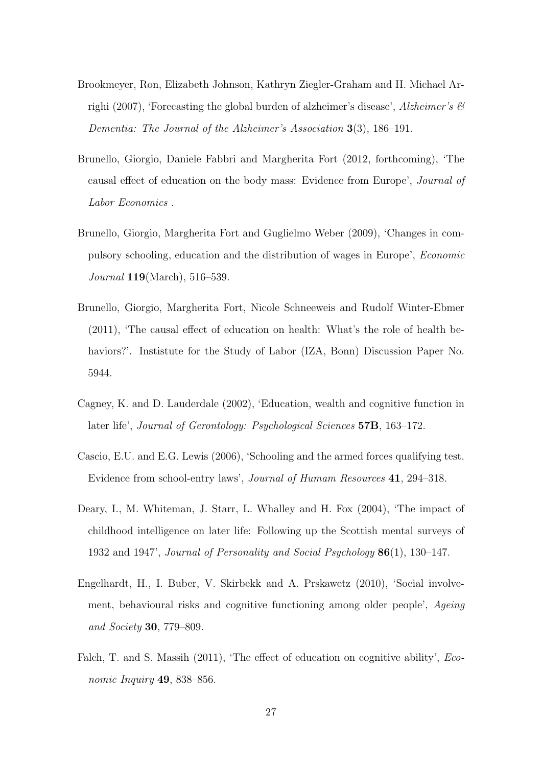Brookmeyer, Ron, Elizabeth Johnson, Kathryn Ziegler-Graham and H. Michael Arrighi (2007), 'Forecasting the global burden of alzheimer's disease', *Alzheimer's & Dementia: The Journal of the Alzheimer's Association* **3**(3), 186–191.

Brunello, Giorgio, Daniele Fabbri and Margherita Fort (2012, forthcoming), 'The causal effect of education on the body mass: Evidence from Europe', *Journal of Labor Economics* .

Brunello, Giorgio, Margherita Fort and Guglielmo Weber (2009), 'Changes in compulsory schooling, education and the distribution of wages in Europe', *Economic Journal* **119**(March), 516–539.

Brunello, Giorgio, Margherita Fort, Nicole Schneeweis and Rudolf Winter-Ebmer (2011), 'The causal effect of education on health: What's the role of health behaviors?'. Insistute for the Study of Labor (IZA, Bonn) Discussion Paper No. 5944.

Cagney, K. and D. Lauderdale (2002), 'Education, wealth and cognitive function in later life', *Journal of Gerontology: Psychological Sciences* **57B**, 163–172.

Cascio, E.U. and E.G. Lewis (2006), 'Schooling and the armed forces qualifying test. Evidence from school-entry laws', *Journal of Humam Resources* **41**, 294–318.

Deary, I., M. Whiteman, J. Starr, L. Whalley and H. Fox (2004), 'The impact of childhood intelligence on later life: Following up the Scottish mental surveys of 1932 and 1947', *Journal of Personality and Social Psychology* **86**(1), 130–147.

Engelhardt, H., I. Buber, V. Skirbekk and A. Prskawetz (2010), 'Social involvement, behavioural risks and cognitive functioning among older people', *Ageing and Society* **30**, 779–809.

Falch, T. and S. Massih (2011), 'The effect of education on cognitive ability', *Economic Inquiry* **49**, 838–856.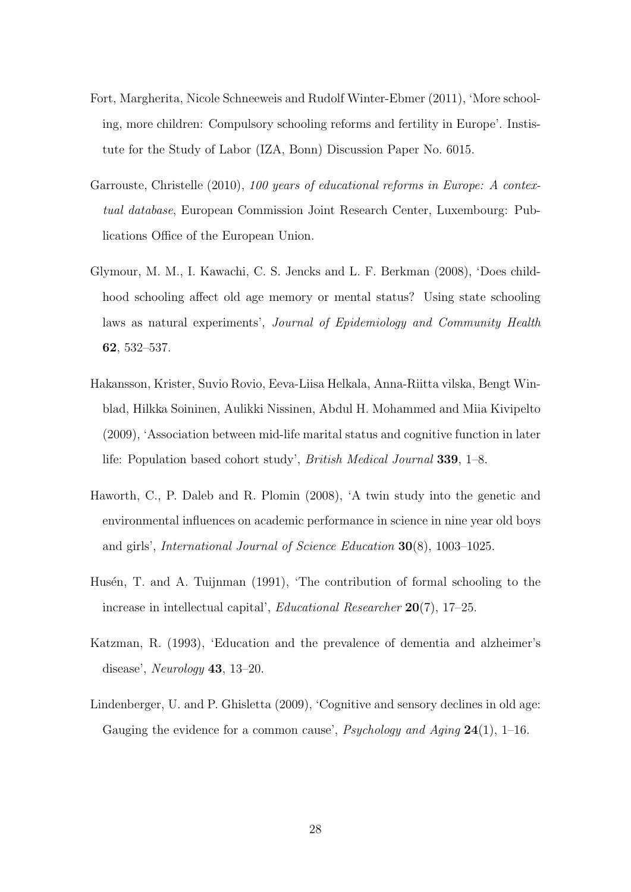Fort, Margherita, Nicole Schneeweis and Rudolf Winter-Ebmer (2011), 'More schooling, more children: Compulsory schooling reforms and fertility in Europe'. Instistute for the Study of Labor (IZA, Bonn) Discussion Paper No. 6015.

Garrouste, Christelle (2010), *100 years of educational reforms in Europe: A contextual database*, European Commission Joint Research Center, Luxembourg: Publications Office of the European Union.

Glymour, M. M., I. Kawachi, C. S. Jencks and L. F. Berkman (2008), 'Does childhood schooling affect old age memory or mental status? Using state schooling laws as natural experiments', *Journal of Epidemiology and Community Health* **62**, 532–537.

Hakansson, Krister, Suvio Rovio, Eeva-Liisa Helkala, Anna-Riitta vilska, Bengt Winblad, Hilkka Soininen, Aulikki Nissinen, Abdul H. Mohammed and Miia Kivipelto (2009), 'Association between mid-life marital status and cognitive function in later life: Population based cohort study', *British Medical Journal* **339**, 1–8.

Haworth, C., P. Daleb and R. Plomin (2008), 'A twin study into the genetic and environmental influences on academic performance in science in nine year old boys and girls', *International Journal of Science Education* **30**(8), 1003–1025.

Husén, T. and A. Tuijnman (1991), 'The contribution of formal schooling to the increase in intellectual capital', *Educational Researcher* **20**(7), 17–25.

Katzman, R. (1993), 'Education and the prevalence of dementia and alzheimer's disease', *Neurology* **43**, 13–20.

Lindenberger, U. and P. Ghisletta (2009), 'Cognitive and sensory declines in old age: Gauging the evidence for a common cause', *Psychology and Aging* **24**(1), 1–16.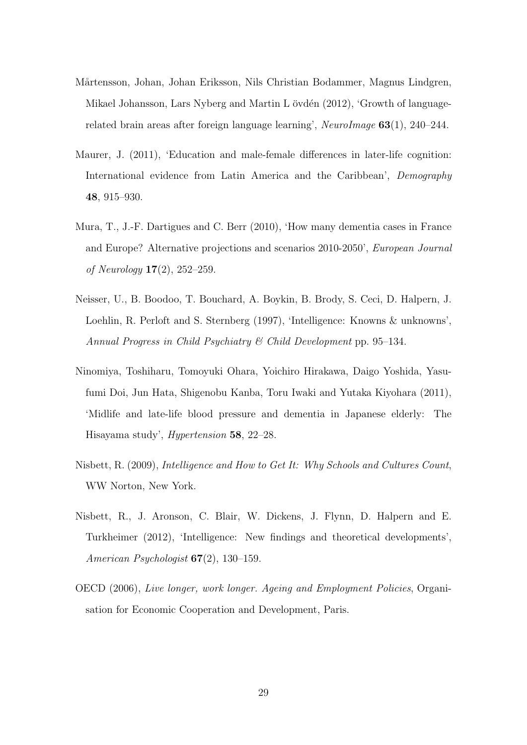Mårtensson, Johan, Johan Eriksson, Nils Christian Bodammer, Magnus Lindgren, Mikael Johansson, Lars Nyberg and Martin L övdén (2012), 'Growth of language-related brain areas after foreign language learning', *NeuroImage* **63**(1), 240–244.

Maurer, J. (2011), 'Education and male-female differences in later-life cognition: International evidence from Latin America and the Caribbean', *Demography* **48**, 915–930.

Mura, T., J.-F. Dartigues and C. Berr (2010), 'How many dementia cases in France and Europe? Alternative projections and scenarios 2010-2050', *European Journal of Neurology* **17**(2), 252–259.

Neisser, U., B. Boodoo, T. Bouchard, A. Boykin, B. Brody, S. Ceci, D. Halpern, J. Loehlin, R. Perloft and S. Sternberg (1997), 'Intelligence: Knowns & unknowns', *Annual Progress in Child Psychiatry & Child Development* pp. 95–134.

Ninomiya, Toshiharu, Tomoyuki Ohara, Yoichiro Hirakawa, Daigo Yoshida, Yasufumi Doi, Jun Hata, Shigenobu Kanba, Toru Iwaki and Yutaka Kiyohara (2011), 'Midlife and late-life blood pressure and dementia in Japanese elderly: The Hisayama study', *Hypertension* **58**, 22–28.

Nisbett, R. (2009), *Intelligence and How to Get It: Why Schools and Cultures Count*, WW Norton, New York.

Nisbett, R., J. Aronson, C. Blair, W. Dickens, J. Flynn, D. Halpern and E. Turkheimer (2012), 'Intelligence: New findings and theoretical developments', *American Psychologist* **67**(2), 130–159.

OECD (2006), *Live longer, work longer. Ageing and Employment Policies*, Organisation for Economic Cooperation and Development, Paris.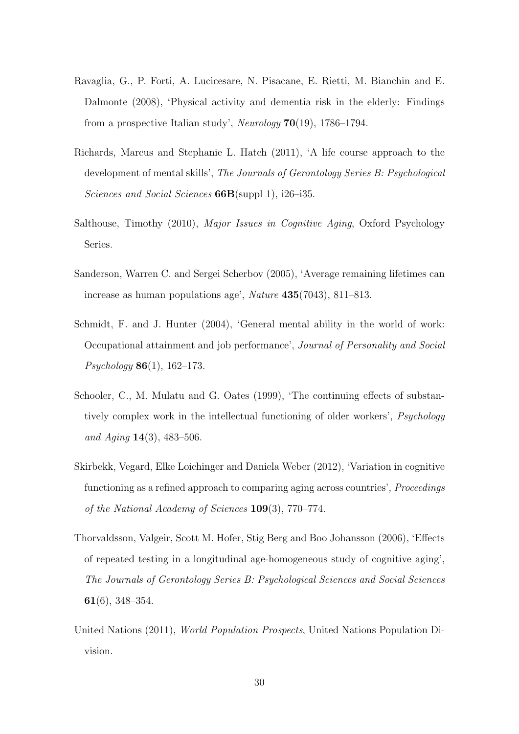Ravaglia, G., P. Forti, A. Lucicesare, N. Pisacane, E. Rietti, M. Bianchin and E. Dalmonte (2008), 'Physical activity and dementia risk in the elderly: Findings from a prospective Italian study', *Neurology* **70**(19), 1786–1794.

Richards, Marcus and Stephanie L. Hatch (2011), 'A life course approach to the development of mental skills', *The Journals of Gerontology Series B: Psychological Sciences and Social Sciences* **66B**(suppl 1), i26–i35.

Salthouse, Timothy (2010), *Major Issues in Cognitive Aging*, Oxford Psychology Series.

Sanderson, Warren C. and Sergei Scherbov (2005), 'Average remaining lifetimes can increase as human populations age', *Nature* **435**(7043), 811–813.

Schmidt, F. and J. Hunter (2004), 'General mental ability in the world of work: Occupational attainment and job performance', *Journal of Personality and Social Psychology* **86**(1), 162–173.

Schooler, C., M. Mulatu and G. Oates (1999), 'The continuing effects of substantively complex work in the intellectual functioning of older workers', *Psychology and Aging* **14**(3), 483–506.

Skirbekk, Vegard, Elke Loichinger and Daniela Weber (2012), 'Variation in cognitive functioning as a refined approach to comparing aging across countries', *Proceedings of the National Academy of Sciences* **109**(3), 770–774.

Thorvaldsson, Valgeir, Scott M. Hofer, Stig Berg and Boo Johansson (2006), 'Effects of repeated testing in a longitudinal age-homogeneous study of cognitive aging', *The Journals of Gerontology Series B: Psychological Sciences and Social Sciences* **61**(6), 348–354.

United Nations (2011), *World Population Prospects*, United Nations Population Division.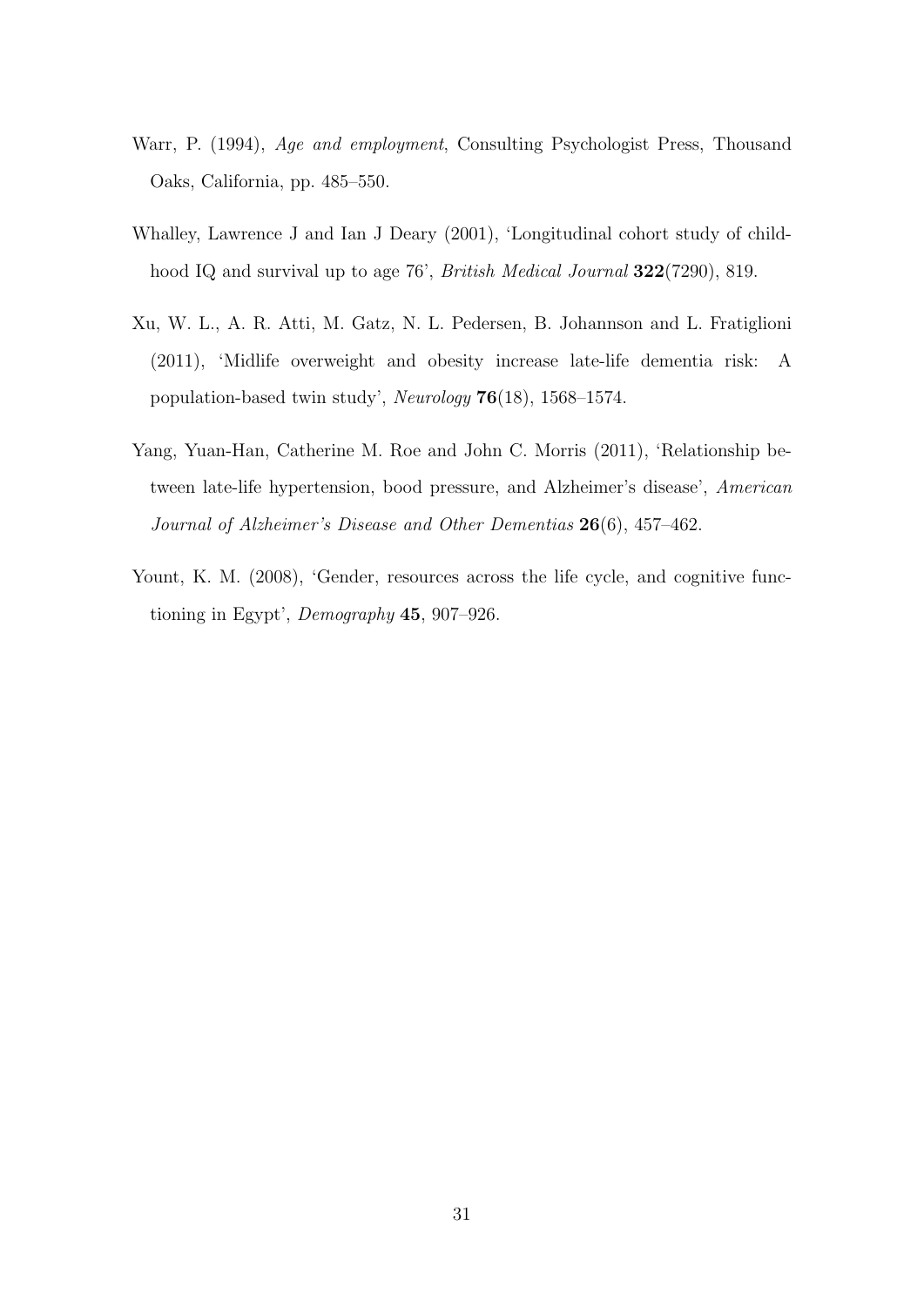Warr, P. (1994), *Age and employment*, Consulting Psychologist Press, Thousand Oaks, California, pp. 485–550.

Whalley, Lawrence J and Ian J Deary (2001), 'Longitudinal cohort study of childhood IQ and survival up to age 76', *British Medical Journal* **322**(7290), 819.

Xu, W. L., A. R. Atti, M. Gatz, N. L. Pedersen, B. Johannson and L. Fratiglioni (2011), 'Midlife overweight and obesity increase late-life dementia risk: A population-based twin study', *Neurology* **76**(18), 1568–1574.

Yang, Yuan-Han, Catherine M. Roe and John C. Morris (2011), 'Relationship between late-life hypertension, bood pressure, and Alzheimer's disease', *American Journal of Alzheimer's Disease and Other Dementias* **26**(6), 457–462.

Yount, K. M. (2008), 'Gender, resources across the life cycle, and cognitive functioning in Egypt', *Demography* **45**, 907–926.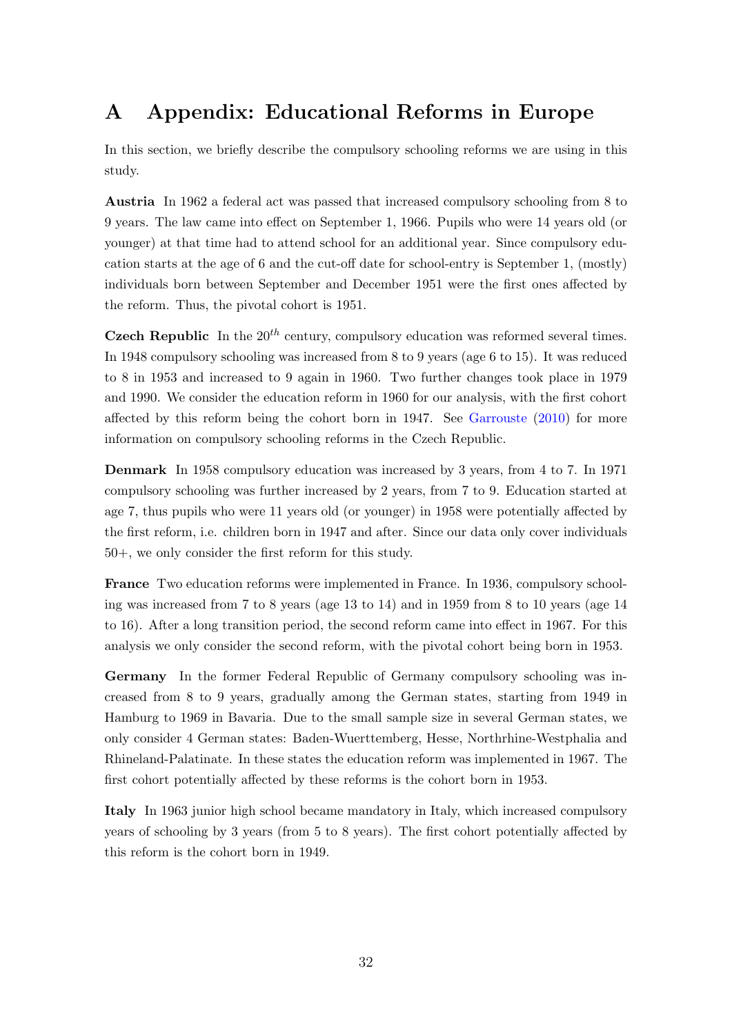# A Appendix: Educational Reforms in Europe

In this section, we briefly describe the compulsory schooling reforms we are using in this study.

**Austria** In 1962 a federal act was passed that increased compulsory schooling from 8 to 9 years. The law came into effect on September 1, 1966. Pupils who were 14 years old (or younger) at that time had to attend school for an additional year. Since compulsory education starts at the age of 6 and the cut-off date for school-entry is September 1, (mostly) individuals born between September and December 1951 were the first ones affected by the reform. Thus, the pivotal cohort is 1951.

**Czech Republic** In the $20^{th}$ century, compulsory education was reformed several times. In 1948 compulsory schooling was increased from 8 to 9 years (age 6 to 15). It was reduced to 8 in 1953 and increased to 9 again in 1960. Two further changes took place in 1979 and 1990. We consider the education reform in 1960 for our analysis, with the first cohort affected by this reform being the cohort born in 1947. See Garrouste (2010) for more information on compulsory schooling reforms in the Czech Republic.

**Denmark** In 1958 compulsory education was increased by 3 years, from 4 to 7. In 1971 compulsory schooling was further increased by 2 years, from 7 to 9. Education started at age 7, thus pupils who were 11 years old (or younger) in 1958 were potentially affected by the first reform, i.e. children born in 1947 and after. Since our data only cover individuals 50+, we only consider the first reform for this study.

**France** Two education reforms were implemented in France. In 1936, compulsory schooling was increased from 7 to 8 years (age 13 to 14) and in 1959 from 8 to 10 years (age 14 to 16). After a long transition period, the second reform came into effect in 1967. For this analysis we only consider the second reform, with the pivotal cohort being born in 1953.

**Germany** In the former Federal Republic of Germany compulsory schooling was increased from 8 to 9 years, gradually among the German states, starting from 1949 in Hamburg to 1969 in Bavaria. Due to the small sample size in several German states, we only consider 4 German states: Baden-Wuerttemberg, Hesse, Northrhine-Westphalia and Rhineland-Palatinate. In these states the education reform was implemented in 1967. The first cohort potentially affected by these reforms is the cohort born in 1953.

**Italy** In 1963 junior high school became mandatory in Italy, which increased compulsory years of schooling by 3 years (from 5 to 8 years). The first cohort potentially affected by this reform is the cohort born in 1949.